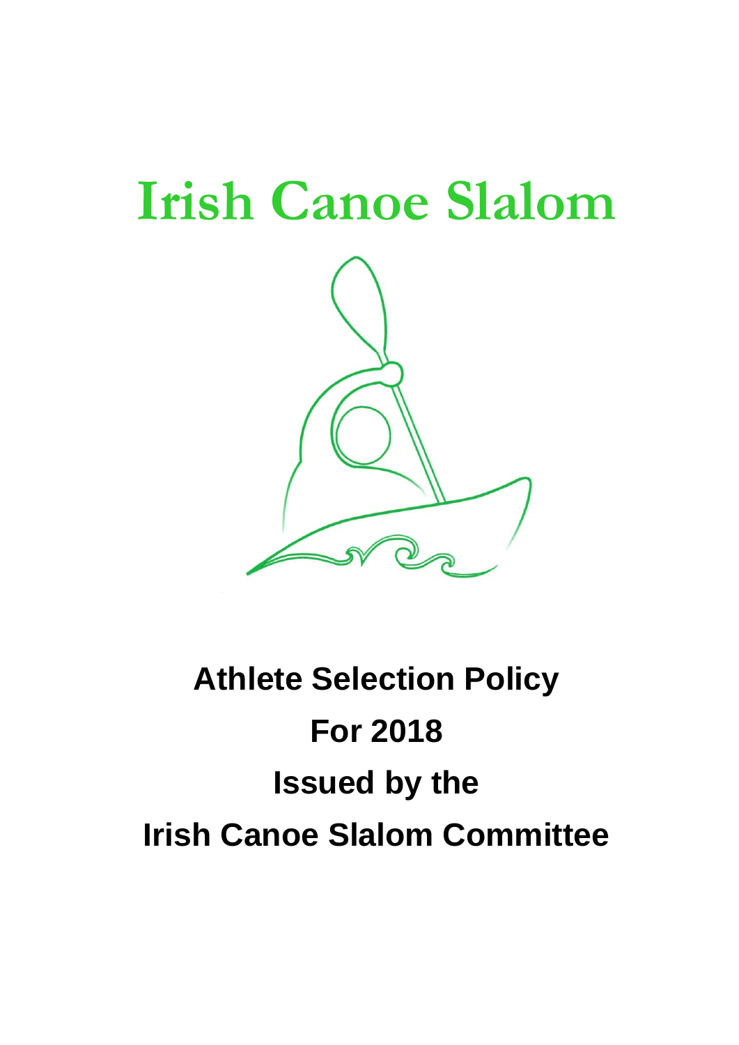# Irish Canoe Slalom

## Athlete Selection Policy

## For 2018

## Issued by the

## Irish Canoe Slalom Committee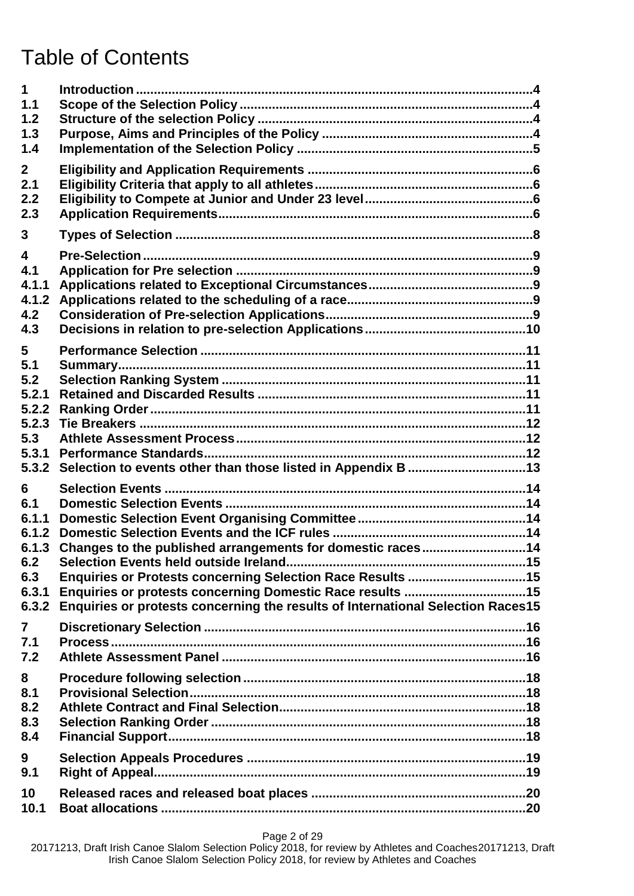# Table of Contents

| | | |
|---|---|---|
| **1** | **Introduction** | **4** |
| **1.1** | **Scope of the Selection Policy** | **4** |
| **1.2** | **Structure of the selection Policy** | **4** |
| **1.3** | **Purpose, Aims and Principles of the Policy** | **4** |
| **1.4** | **Implementation of the Selection Policy** | **5** |
| **2** | **Eligibility and Application Requirements** | **6** |
| **2.1** | **Eligibility Criteria that apply to all athletes** | **6** |
| **2.2** | **Eligibility to Compete at Junior and Under 23 level** | **6** |
| **2.3** | **Application Requirements** | **6** |
| **3** | **Types of Selection** | **8** |
| **4** | **Pre-Selection** | **9** |
| **4.1** | **Application for Pre selection** | **9** |
| **4.1.1** | **Applications related to Exceptional Circumstances** | **9** |
| **4.1.2** | **Applications related to the scheduling of a race** | **9** |
| **4.2** | **Consideration of Pre-selection Applications** | **9** |
| **4.3** | **Decisions in relation to pre-selection Applications** | **10** |
| **5** | **Performance Selection** | **11** |
| **5.1** | **Summary** | **11** |
| **5.2** | **Selection Ranking System** | **11** |
| **5.2.1** | **Retained and Discarded Results** | **11** |
| **5.2.2** | **Ranking Order** | **11** |
| **5.2.3** | **Tie Breakers** | **12** |
| **5.3** | **Athlete Assessment Process** | **12** |
| **5.3.1** | **Performance Standards** | **12** |
| **5.3.2** | **Selection to events other than those listed in Appendix B** | **13** |
| **6** | **Selection Events** | **14** |
| **6.1** | **Domestic Selection Events** | **14** |
| **6.1.1** | **Domestic Selection Event Organising Committee** | **14** |
| **6.1.2** | **Domestic Selection Events and the ICF rules** | **14** |
| **6.1.3** | **Changes to the published arrangements for domestic races** | **14** |
| **6.2** | **Selection Events held outside Ireland** | **15** |
| **6.3** | **Enquiries or Protests concerning Selection Race Results** | **15** |
| **6.3.1** | **Enquiries or protests concerning Domestic Race results** | **15** |
| **6.3.2** | **Enquiries or protests concerning the results of International Selection Races** | **15** |
| **7** | **Discretionary Selection** | **16** |
| **7.1** | **Process** | **16** |
| **7.2** | **Athlete Assessment Panel** | **16** |
| **8** | **Procedure following selection** | **18** |
| **8.1** | **Provisional Selection** | **18** |
| **8.2** | **Athlete Contract and Final Selection** | **18** |
| **8.3** | **Selection Ranking Order** | **18** |
| **8.4** | **Financial Support** | **18** |
| **9** | **Selection Appeals Procedures** | **19** |
| **9.1** | **Right of Appeal** | **19** |
| **10** | **Released races and released boat places** | **20** |
| **10.1** | **Boat allocations** | **20** |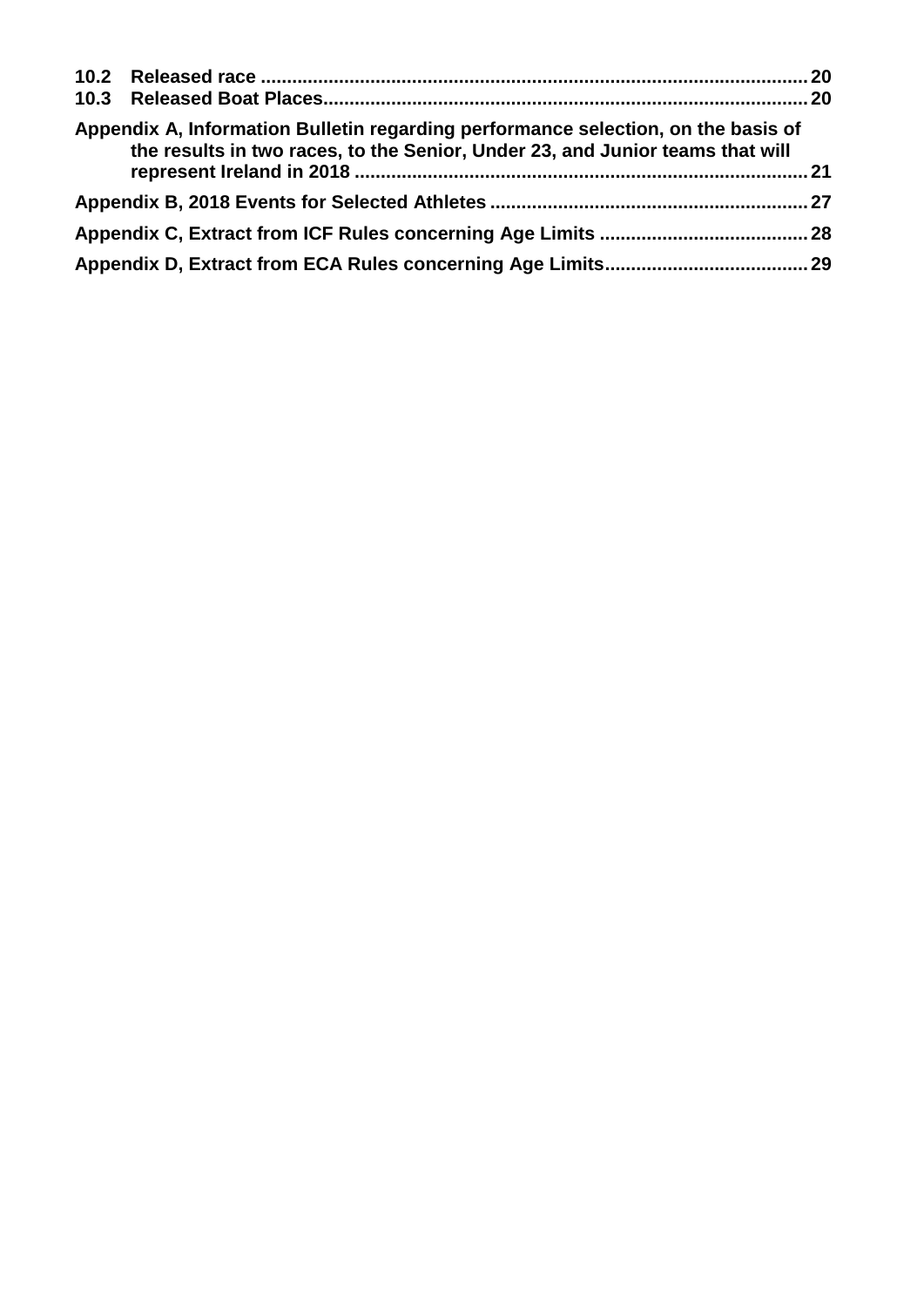**10.2 Released race .......................................................................................................... 20**
**10.3 Released Boat Places.............................................................................................. 20**

**Appendix A, Information Bulletin regarding performance selection, on the basis of the results in two races, to the Senior, Under 23, and Junior teams that will represent Ireland in 2018 ..................................................................................... 21**

**Appendix B, 2018 Events for Selected Athletes ............................................................ 27**

**Appendix C, Extract from ICF Rules concerning Age Limits ....................................... 28**

**Appendix D, Extract from ECA Rules concerning Age Limits...................................... 29**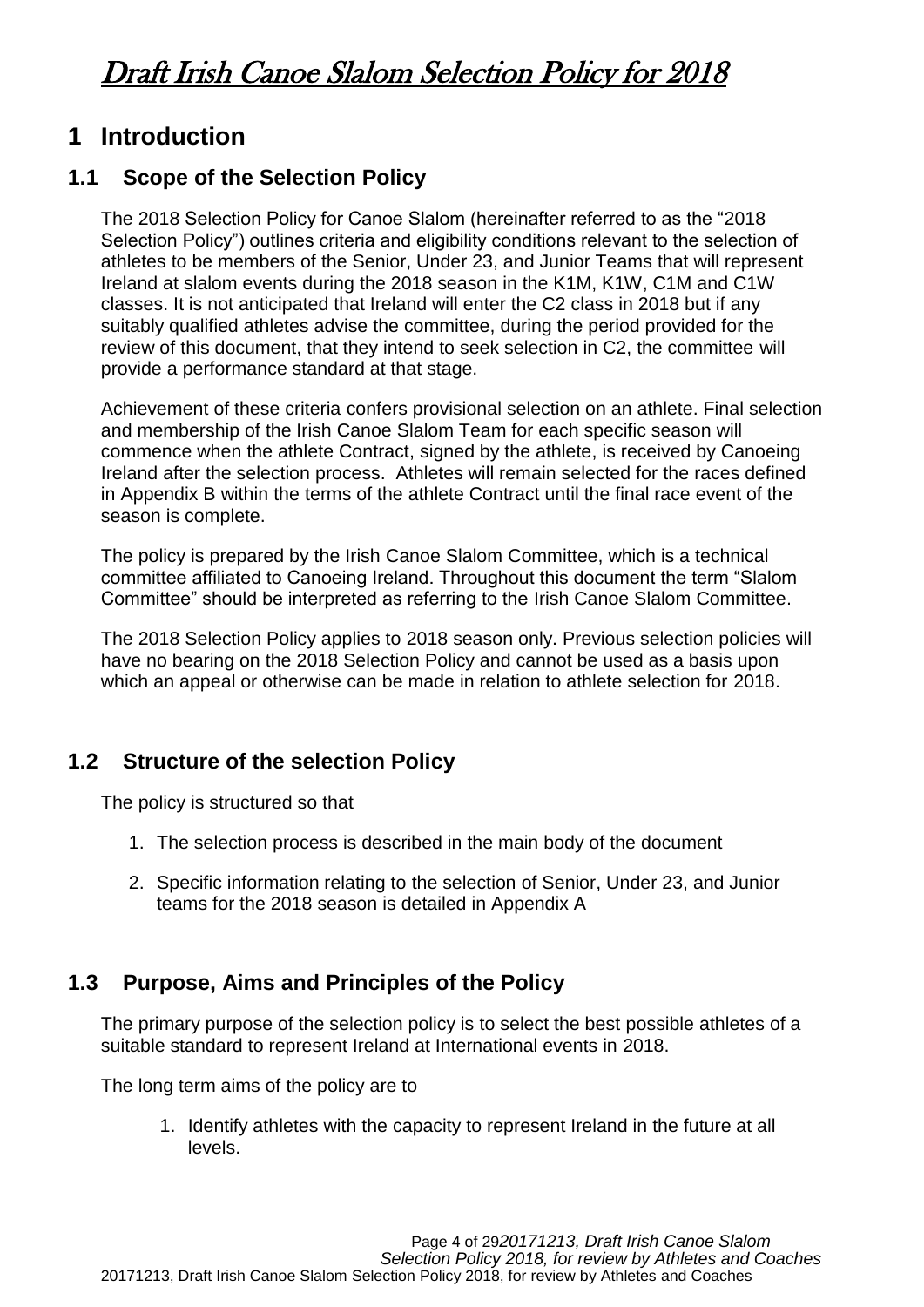# Draft Irish Canoe Slalom Selection Policy for 2018

## 1 Introduction

### 1.1 Scope of the Selection Policy

The 2018 Selection Policy for Canoe Slalom (hereinafter referred to as the "2018 Selection Policy") outlines criteria and eligibility conditions relevant to the selection of athletes to be members of the Senior, Under 23, and Junior Teams that will represent Ireland at slalom events during the 2018 season in the K1M, K1W, C1M and C1W classes. It is not anticipated that Ireland will enter the C2 class in 2018 but if any suitably qualified athletes advise the committee, during the period provided for the review of this document, that they intend to seek selection in C2, the committee will provide a performance standard at that stage.

Achievement of these criteria confers provisional selection on an athlete. Final selection and membership of the Irish Canoe Slalom Team for each specific season will commence when the athlete Contract, signed by the athlete, is received by Canoeing Ireland after the selection process. Athletes will remain selected for the races defined in Appendix B within the terms of the athlete Contract until the final race event of the season is complete.

The policy is prepared by the Irish Canoe Slalom Committee, which is a technical committee affiliated to Canoeing Ireland. Throughout this document the term "Slalom Committee" should be interpreted as referring to the Irish Canoe Slalom Committee.

The 2018 Selection Policy applies to 2018 season only. Previous selection policies will have no bearing on the 2018 Selection Policy and cannot be used as a basis upon which an appeal or otherwise can be made in relation to athlete selection for 2018.

### 1.2 Structure of the selection Policy

The policy is structured so that

1. The selection process is described in the main body of the document
2. Specific information relating to the selection of Senior, Under 23, and Junior teams for the 2018 season is detailed in Appendix A

### 1.3 Purpose, Aims and Principles of the Policy

The primary purpose of the selection policy is to select the best possible athletes of a suitable standard to represent Ireland at International events in 2018.

The long term aims of the policy are to

1. Identify athletes with the capacity to represent Ireland in the future at all levels.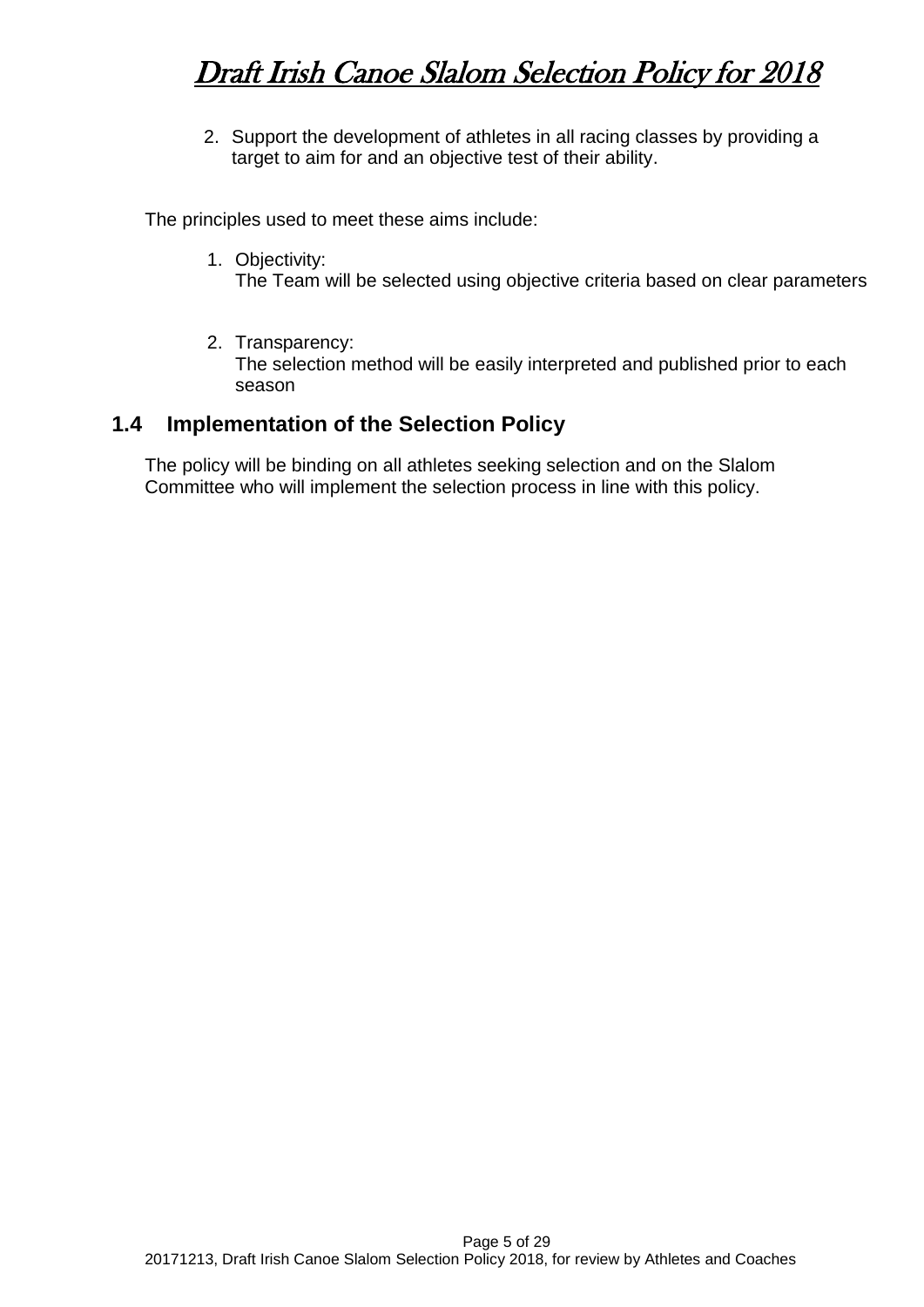2. Support the development of athletes in all racing classes by providing a target to aim for and an objective test of their ability.

The principles used to meet these aims include:

1. Objectivity:
   The Team will be selected using objective criteria based on clear parameters

2. Transparency:
   The selection method will be easily interpreted and published prior to each season

## 1.4 Implementation of the Selection Policy

The policy will be binding on all athletes seeking selection and on the Slalom Committee who will implement the selection process in line with this policy.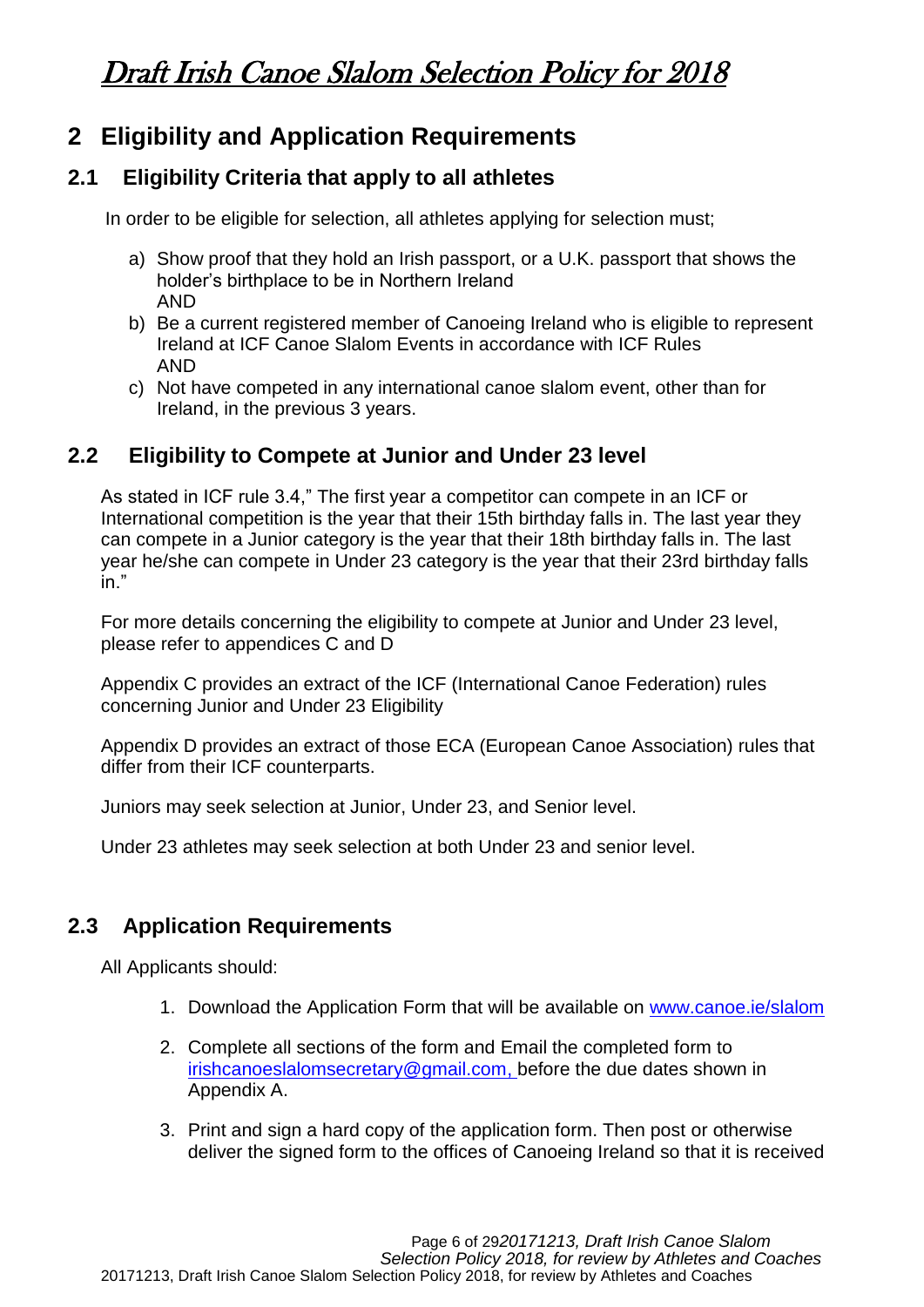## 2 Eligibility and Application Requirements

### 2.1 Eligibility Criteria that apply to all athletes

In order to be eligible for selection, all athletes applying for selection must;

a) Show proof that they hold an Irish passport, or a U.K. passport that shows the holder's birthplace to be in Northern Ireland
AND
b) Be a current registered member of Canoeing Ireland who is eligible to represent Ireland at ICF Canoe Slalom Events in accordance with ICF Rules
AND
c) Not have competed in any international canoe slalom event, other than for Ireland, in the previous 3 years.

### 2.2 Eligibility to Compete at Junior and Under 23 level

As stated in ICF rule 3.4," The first year a competitor can compete in an ICF or International competition is the year that their 15th birthday falls in. The last year they can compete in a Junior category is the year that their 18th birthday falls in. The last year he/she can compete in Under 23 category is the year that their 23rd birthday falls in."

For more details concerning the eligibility to compete at Junior and Under 23 level, please refer to appendices C and D

Appendix C provides an extract of the ICF (International Canoe Federation) rules concerning Junior and Under 23 Eligibility

Appendix D provides an extract of those ECA (European Canoe Association) rules that differ from their ICF counterparts.

Juniors may seek selection at Junior, Under 23, and Senior level.

Under 23 athletes may seek selection at both Under 23 and senior level.

### 2.3 Application Requirements

All Applicants should:

1. Download the Application Form that will be available on www.canoe.ie/slalom
2. Complete all sections of the form and Email the completed form to irishcanoeslalomsecretary@gmail.com, before the due dates shown in Appendix A.
3. Print and sign a hard copy of the application form. Then post or otherwise deliver the signed form to the offices of Canoeing Ireland so that it is received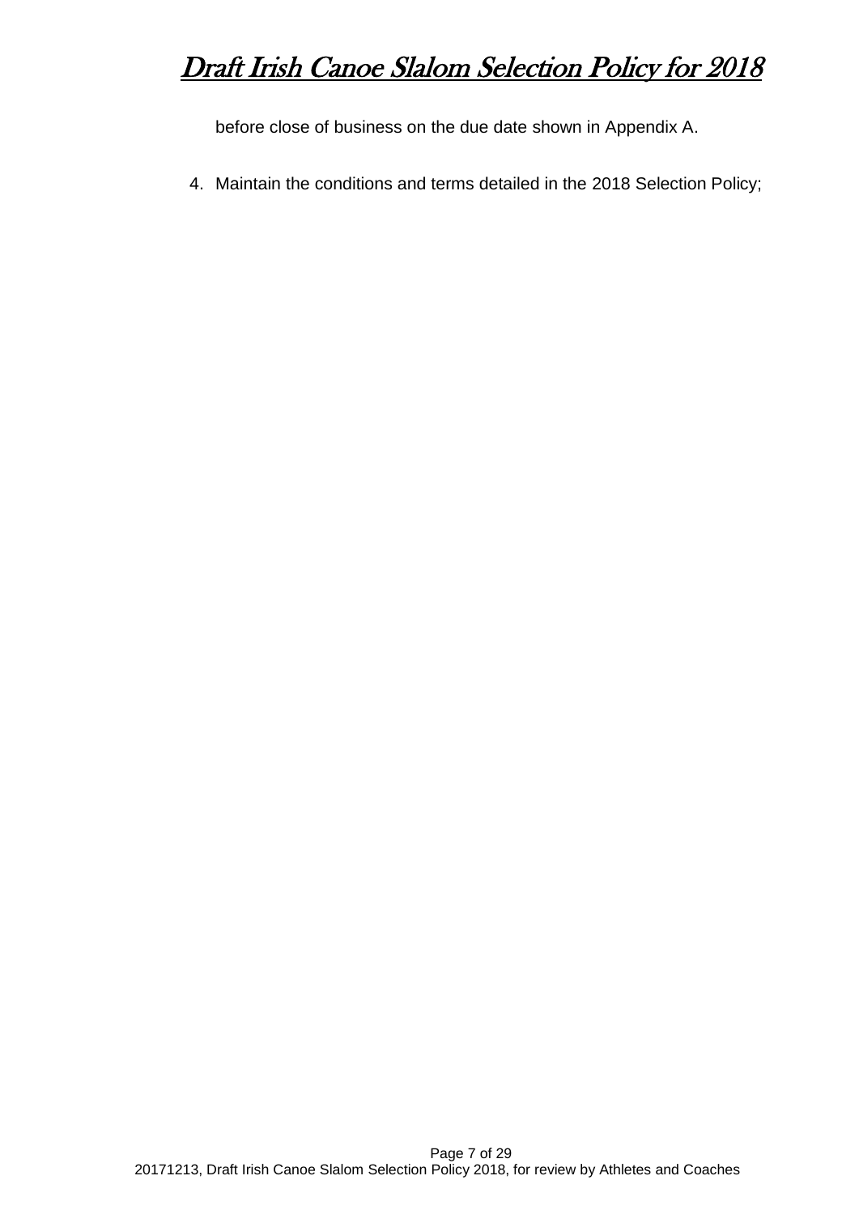before close of business on the due date shown in Appendix A.

4. Maintain the conditions and terms detailed in the 2018 Selection Policy;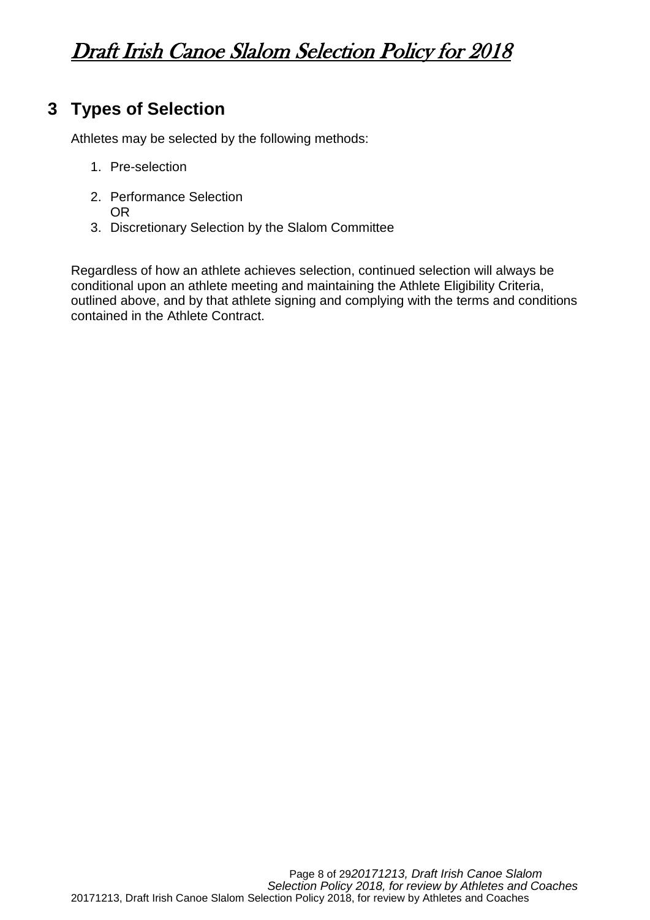## 3 Types of Selection

Athletes may be selected by the following methods:

1. Pre-selection
2. Performance Selection
   OR
3. Discretionary Selection by the Slalom Committee

Regardless of how an athlete achieves selection, continued selection will always be conditional upon an athlete meeting and maintaining the Athlete Eligibility Criteria, outlined above, and by that athlete signing and complying with the terms and conditions contained in the Athlete Contract.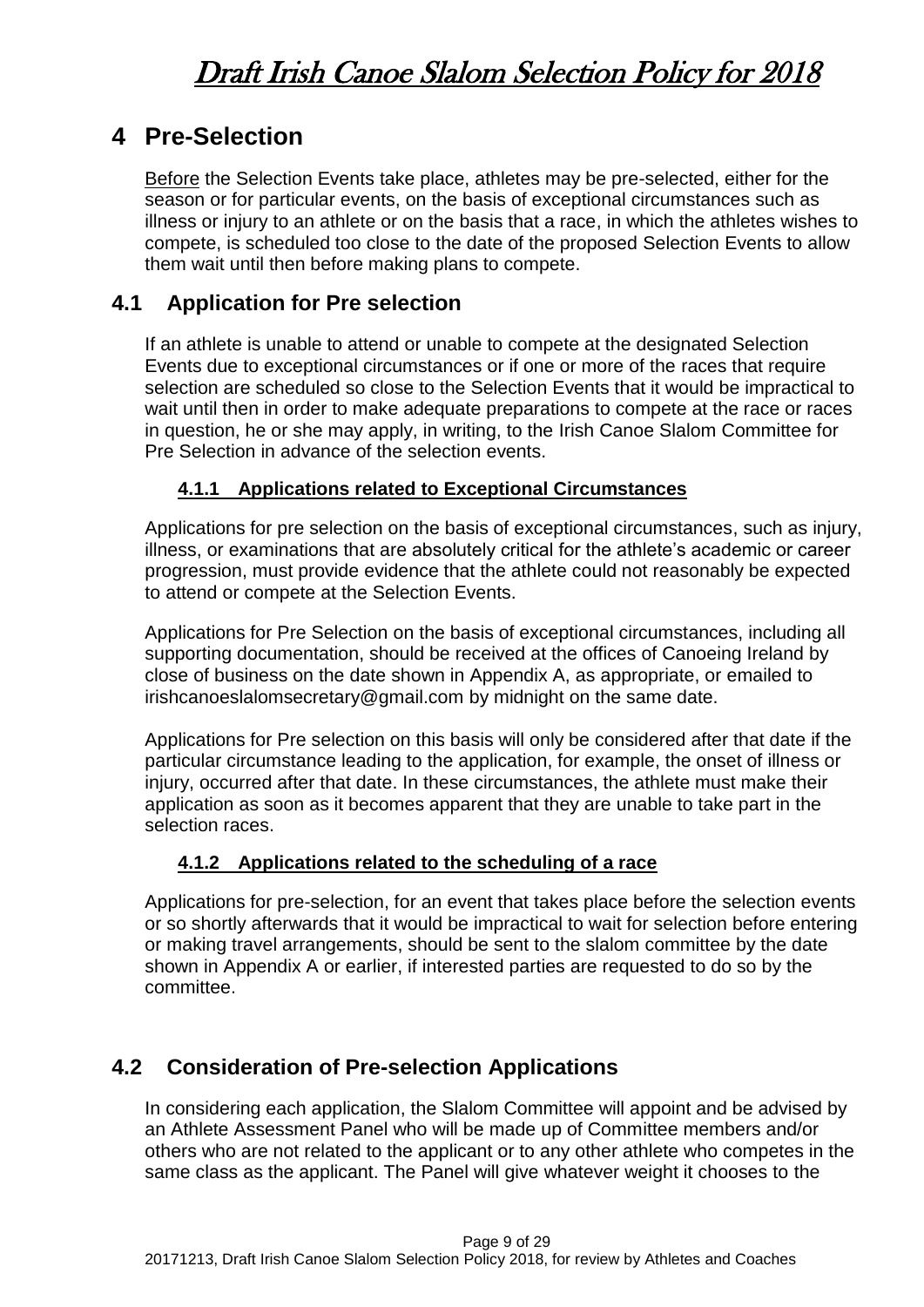## 4 Pre-Selection

Before the Selection Events take place, athletes may be pre-selected, either for the season or for particular events, on the basis of exceptional circumstances such as illness or injury to an athlete or on the basis that a race, in which the athletes wishes to compete, is scheduled too close to the date of the proposed Selection Events to allow them wait until then before making plans to compete.

### 4.1 Application for Pre selection

If an athlete is unable to attend or unable to compete at the designated Selection Events due to exceptional circumstances or if one or more of the races that require selection are scheduled so close to the Selection Events that it would be impractical to wait until then in order to make adequate preparations to compete at the race or races in question, he or she may apply, in writing, to the Irish Canoe Slalom Committee for Pre Selection in advance of the selection events.

#### 4.1.1 Applications related to Exceptional Circumstances

Applications for pre selection on the basis of exceptional circumstances, such as injury, illness, or examinations that are absolutely critical for the athlete's academic or career progression, must provide evidence that the athlete could not reasonably be expected to attend or compete at the Selection Events.

Applications for Pre Selection on the basis of exceptional circumstances, including all supporting documentation, should be received at the offices of Canoeing Ireland by close of business on the date shown in Appendix A, as appropriate, or emailed to irishcanoeslalomsecretary@gmail.com by midnight on the same date.

Applications for Pre selection on this basis will only be considered after that date if the particular circumstance leading to the application, for example, the onset of illness or injury, occurred after that date. In these circumstances, the athlete must make their application as soon as it becomes apparent that they are unable to take part in the selection races.

#### 4.1.2 Applications related to the scheduling of a race

Applications for pre-selection, for an event that takes place before the selection events or so shortly afterwards that it would be impractical to wait for selection before entering or making travel arrangements, should be sent to the slalom committee by the date shown in Appendix A or earlier, if interested parties are requested to do so by the committee.

### 4.2 Consideration of Pre-selection Applications

In considering each application, the Slalom Committee will appoint and be advised by an Athlete Assessment Panel who will be made up of Committee members and/or others who are not related to the applicant or to any other athlete who competes in the same class as the applicant. The Panel will give whatever weight it chooses to the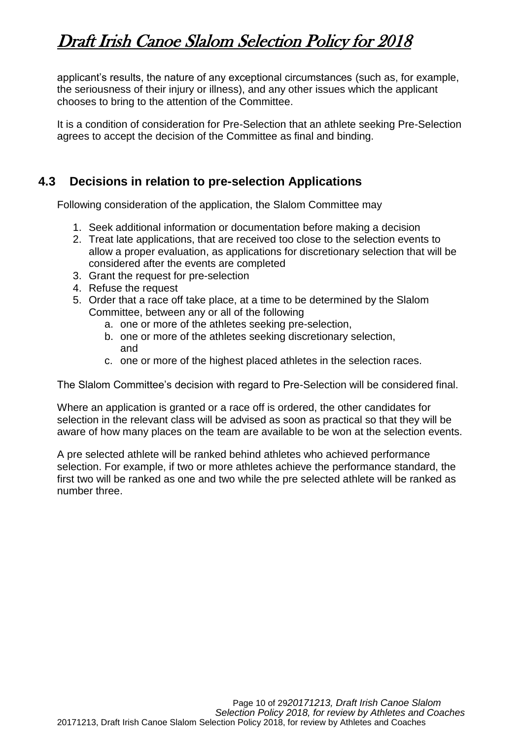applicant's results, the nature of any exceptional circumstances (such as, for example, the seriousness of their injury or illness), and any other issues which the applicant chooses to bring to the attention of the Committee.

It is a condition of consideration for Pre-Selection that an athlete seeking Pre-Selection agrees to accept the decision of the Committee as final and binding.

### 4.3 Decisions in relation to pre-selection Applications

Following consideration of the application, the Slalom Committee may

1. Seek additional information or documentation before making a decision
2. Treat late applications, that are received too close to the selection events to allow a proper evaluation, as applications for discretionary selection that will be considered after the events are completed
3. Grant the request for pre-selection
4. Refuse the request
5. Order that a race off take place, at a time to be determined by the Slalom Committee, between any or all of the following
    a. one or more of the athletes seeking pre-selection,
    b. one or more of the athletes seeking discretionary selection, and
    c. one or more of the highest placed athletes in the selection races.

The Slalom Committee's decision with regard to Pre-Selection will be considered final.

Where an application is granted or a race off is ordered, the other candidates for selection in the relevant class will be advised as soon as practical so that they will be aware of how many places on the team are available to be won at the selection events.

A pre selected athlete will be ranked behind athletes who achieved performance selection. For example, if two or more athletes achieve the performance standard, the first two will be ranked as one and two while the pre selected athlete will be ranked as number three.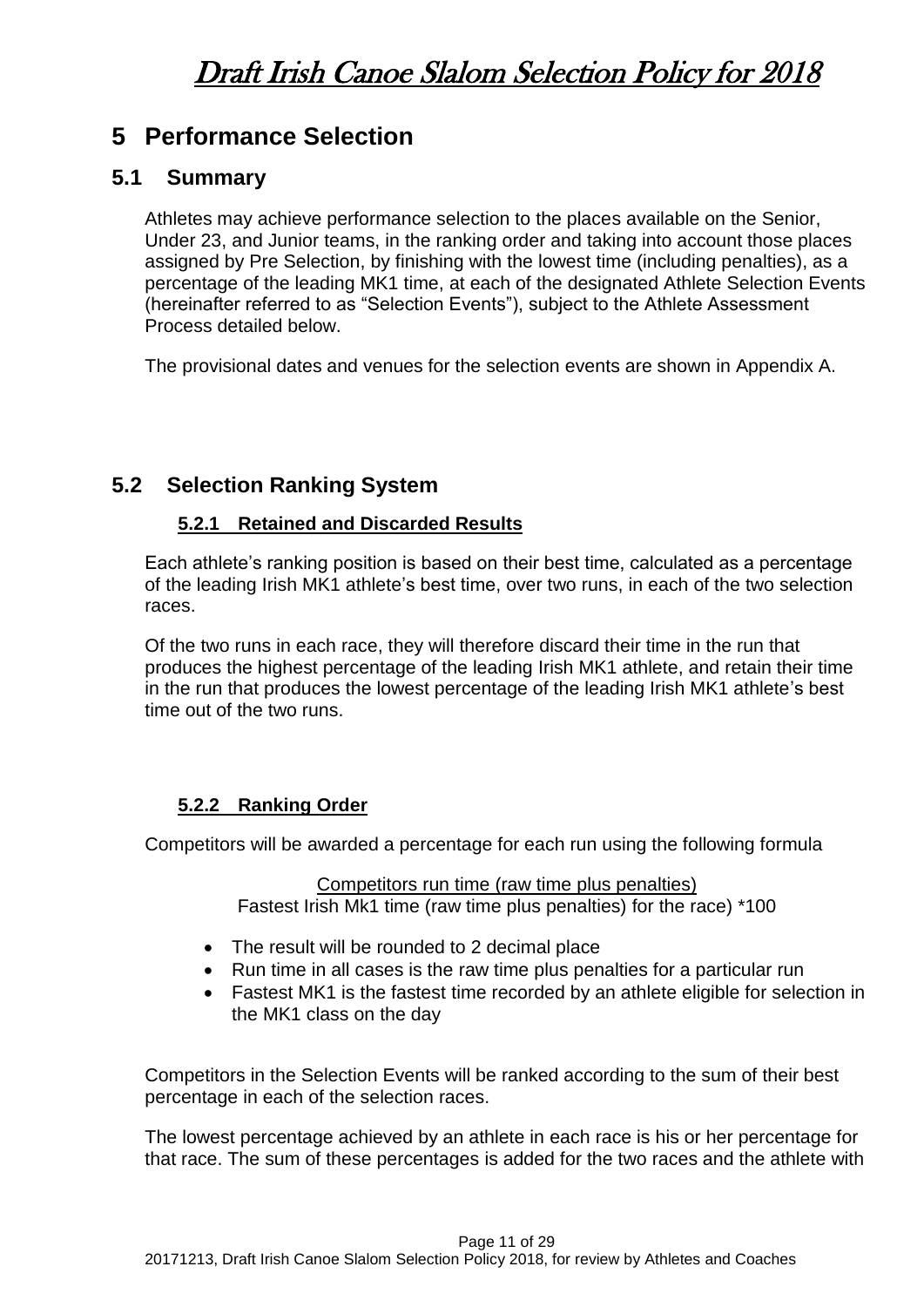# 5 Performance Selection

## 5.1 Summary

Athletes may achieve performance selection to the places available on the Senior, Under 23, and Junior teams, in the ranking order and taking into account those places assigned by Pre Selection, by finishing with the lowest time (including penalties), as a percentage of the leading MK1 time, at each of the designated Athlete Selection Events (hereinafter referred to as "Selection Events"), subject to the Athlete Assessment Process detailed below.

The provisional dates and venues for the selection events are shown in Appendix A.

## 5.2 Selection Ranking System

### 5.2.1 Retained and Discarded Results

Each athlete's ranking position is based on their best time, calculated as a percentage of the leading Irish MK1 athlete's best time, over two runs, in each of the two selection races.

Of the two runs in each race, they will therefore discard their time in the run that produces the highest percentage of the leading Irish MK1 athlete, and retain their time in the run that produces the lowest percentage of the leading Irish MK1 athlete's best time out of the two runs.

### 5.2.2 Ranking Order

Competitors will be awarded a percentage for each run using the following formula

Competitors run time (raw time plus penalties)
Fastest Irish Mk1 time (raw time plus penalties) for the race) *100

- The result will be rounded to 2 decimal place
- Run time in all cases is the raw time plus penalties for a particular run
- Fastest MK1 is the fastest time recorded by an athlete eligible for selection in the MK1 class on the day

Competitors in the Selection Events will be ranked according to the sum of their best percentage in each of the selection races.

The lowest percentage achieved by an athlete in each race is his or her percentage for that race. The sum of these percentages is added for the two races and the athlete with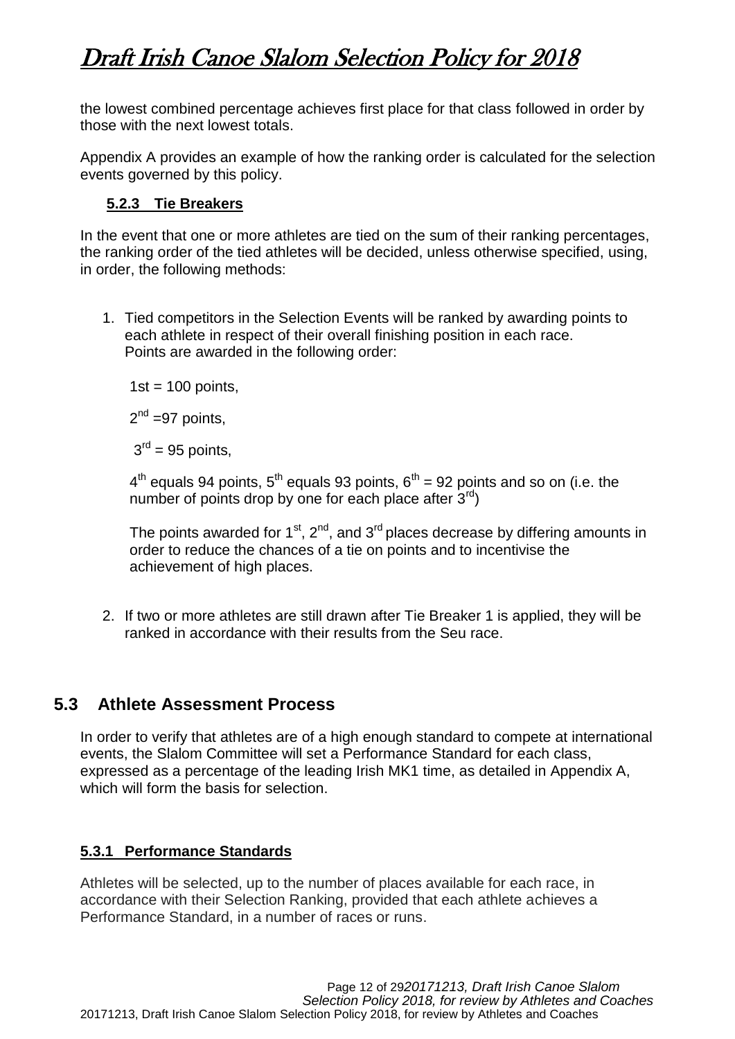the lowest combined percentage achieves first place for that class followed in order by those with the next lowest totals.

Appendix A provides an example of how the ranking order is calculated for the selection events governed by this policy.

#### 5.2.3 Tie Breakers

In the event that one or more athletes are tied on the sum of their ranking percentages, the ranking order of the tied athletes will be decided, unless otherwise specified, using, in order, the following methods:

1. Tied competitors in the Selection Events will be ranked by awarding points to each athlete in respect of their overall finishing position in each race. Points are awarded in the following order:

   1st = 100 points,

   2nd =97 points,

   3rd = 95 points,

   4th equals 94 points, 5th equals 93 points, 6th = 92 points and so on (i.e. the number of points drop by one for each place after 3rd)

   The points awarded for 1st, 2nd, and 3rd places decrease by differing amounts in order to reduce the chances of a tie on points and to incentivise the achievement of high places.

2. If two or more athletes are still drawn after Tie Breaker 1 is applied, they will be ranked in accordance with their results from the Seu race.

## 5.3 Athlete Assessment Process

In order to verify that athletes are of a high enough standard to compete at international events, the Slalom Committee will set a Performance Standard for each class, expressed as a percentage of the leading Irish MK1 time, as detailed in Appendix A, which will form the basis for selection.

#### 5.3.1 Performance Standards

Athletes will be selected, up to the number of places available for each race, in accordance with their Selection Ranking, provided that each athlete achieves a Performance Standard, in a number of races or runs.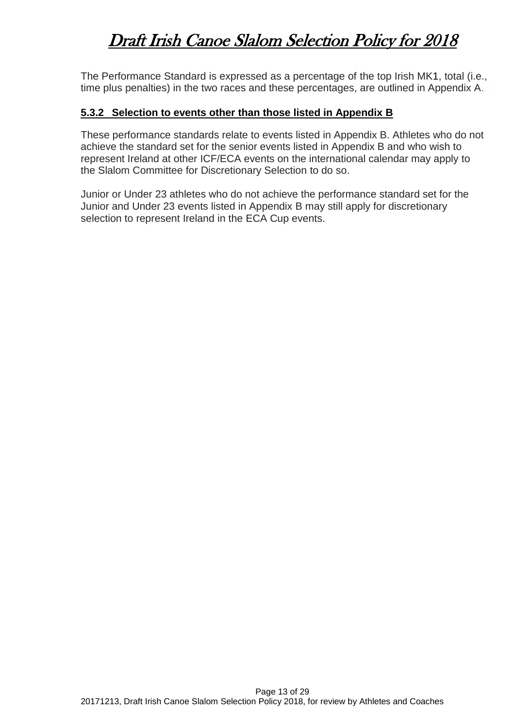The Performance Standard is expressed as a percentage of the top Irish MK1, total (i.e., time plus penalties) in the two races and these percentages, are outlined in Appendix A.

#### **5.3.2 Selection to events other than those listed in Appendix B**

These performance standards relate to events listed in Appendix B. Athletes who do not achieve the standard set for the senior events listed in Appendix B and who wish to represent Ireland at other ICF/ECA events on the international calendar may apply to the Slalom Committee for Discretionary Selection to do so.

Junior or Under 23 athletes who do not achieve the performance standard set for the Junior and Under 23 events listed in Appendix B may still apply for discretionary selection to represent Ireland in the ECA Cup events.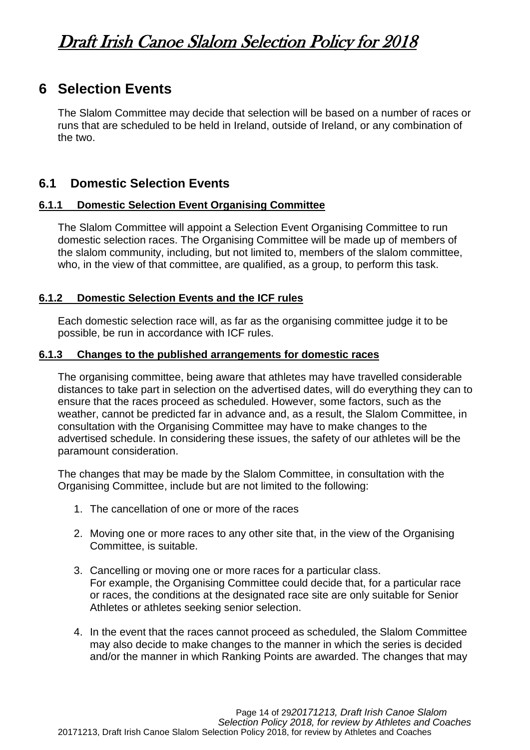# 6 Selection Events

The Slalom Committee may decide that selection will be based on a number of races or runs that are scheduled to be held in Ireland, outside of Ireland, or any combination of the two.

## 6.1 Domestic Selection Events

### 6.1.1 Domestic Selection Event Organising Committee

The Slalom Committee will appoint a Selection Event Organising Committee to run domestic selection races. The Organising Committee will be made up of members of the slalom community, including, but not limited to, members of the slalom committee, who, in the view of that committee, are qualified, as a group, to perform this task.

### 6.1.2 Domestic Selection Events and the ICF rules

Each domestic selection race will, as far as the organising committee judge it to be possible, be run in accordance with ICF rules.

### 6.1.3 Changes to the published arrangements for domestic races

The organising committee, being aware that athletes may have travelled considerable distances to take part in selection on the advertised dates, will do everything they can to ensure that the races proceed as scheduled. However, some factors, such as the weather, cannot be predicted far in advance and, as a result, the Slalom Committee, in consultation with the Organising Committee may have to make changes to the advertised schedule. In considering these issues, the safety of our athletes will be the paramount consideration.

The changes that may be made by the Slalom Committee, in consultation with the Organising Committee, include but are not limited to the following:

1. The cancellation of one or more of the races
2. Moving one or more races to any other site that, in the view of the Organising Committee, is suitable.
3. Cancelling or moving one or more races for a particular class.
   For example, the Organising Committee could decide that, for a particular race or races, the conditions at the designated race site are only suitable for Senior Athletes or athletes seeking senior selection.
4. In the event that the races cannot proceed as scheduled, the Slalom Committee may also decide to make changes to the manner in which the series is decided and/or the manner in which Ranking Points are awarded. The changes that may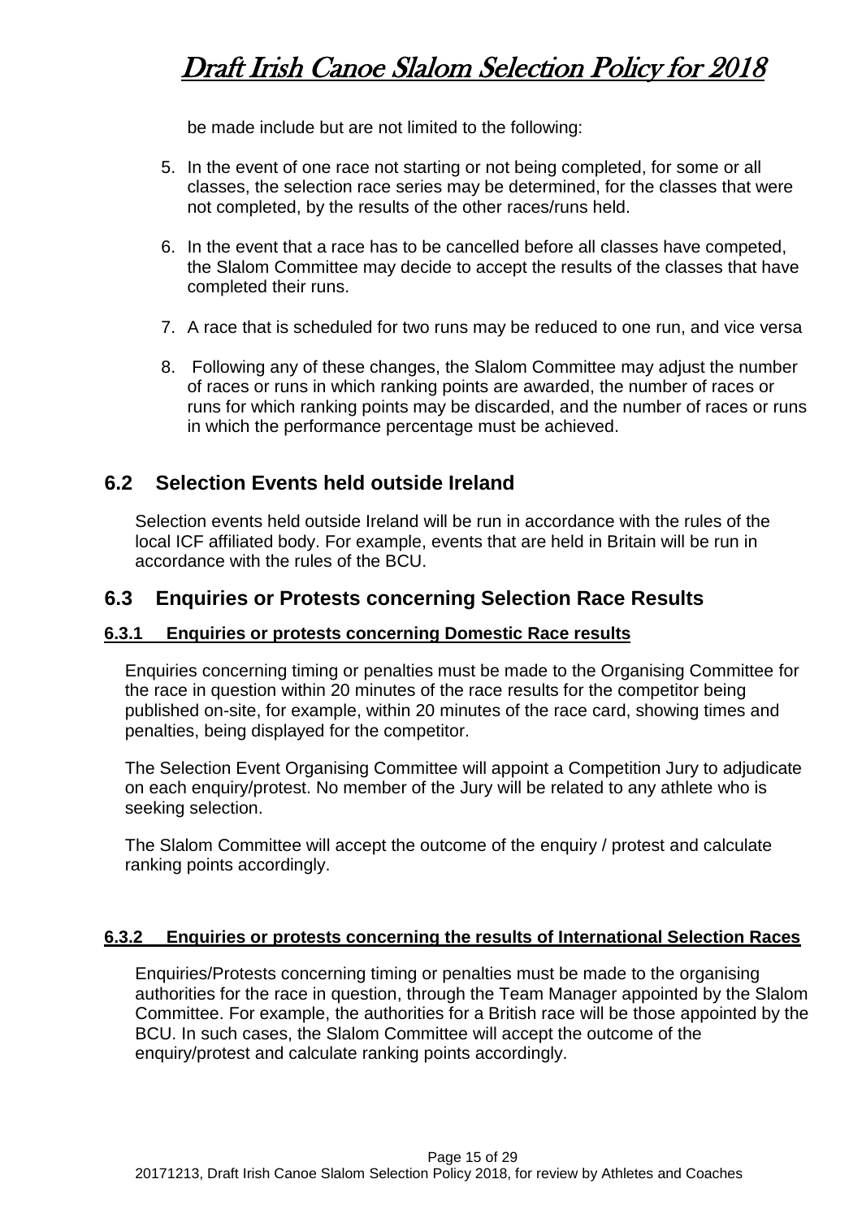be made include but are not limited to the following:

5. In the event of one race not starting or not being completed, for some or all classes, the selection race series may be determined, for the classes that were not completed, by the results of the other races/runs held.

6. In the event that a race has to be cancelled before all classes have competed, the Slalom Committee may decide to accept the results of the classes that have completed their runs.

7. A race that is scheduled for two runs may be reduced to one run, and vice versa

8. Following any of these changes, the Slalom Committee may adjust the number of races or runs in which ranking points are awarded, the number of races or runs for which ranking points may be discarded, and the number of races or runs in which the performance percentage must be achieved.

## 6.2 Selection Events held outside Ireland

Selection events held outside Ireland will be run in accordance with the rules of the local ICF affiliated body. For example, events that are held in Britain will be run in accordance with the rules of the BCU.

## 6.3 Enquiries or Protests concerning Selection Race Results

### 6.3.1 Enquiries or protests concerning Domestic Race results

Enquiries concerning timing or penalties must be made to the Organising Committee for the race in question within 20 minutes of the race results for the competitor being published on-site, for example, within 20 minutes of the race card, showing times and penalties, being displayed for the competitor.

The Selection Event Organising Committee will appoint a Competition Jury to adjudicate on each enquiry/protest. No member of the Jury will be related to any athlete who is seeking selection.

The Slalom Committee will accept the outcome of the enquiry / protest and calculate ranking points accordingly.

### 6.3.2 Enquiries or protests concerning the results of International Selection Races

Enquiries/Protests concerning timing or penalties must be made to the organising authorities for the race in question, through the Team Manager appointed by the Slalom Committee. For example, the authorities for a British race will be those appointed by the BCU. In such cases, the Slalom Committee will accept the outcome of the enquiry/protest and calculate ranking points accordingly.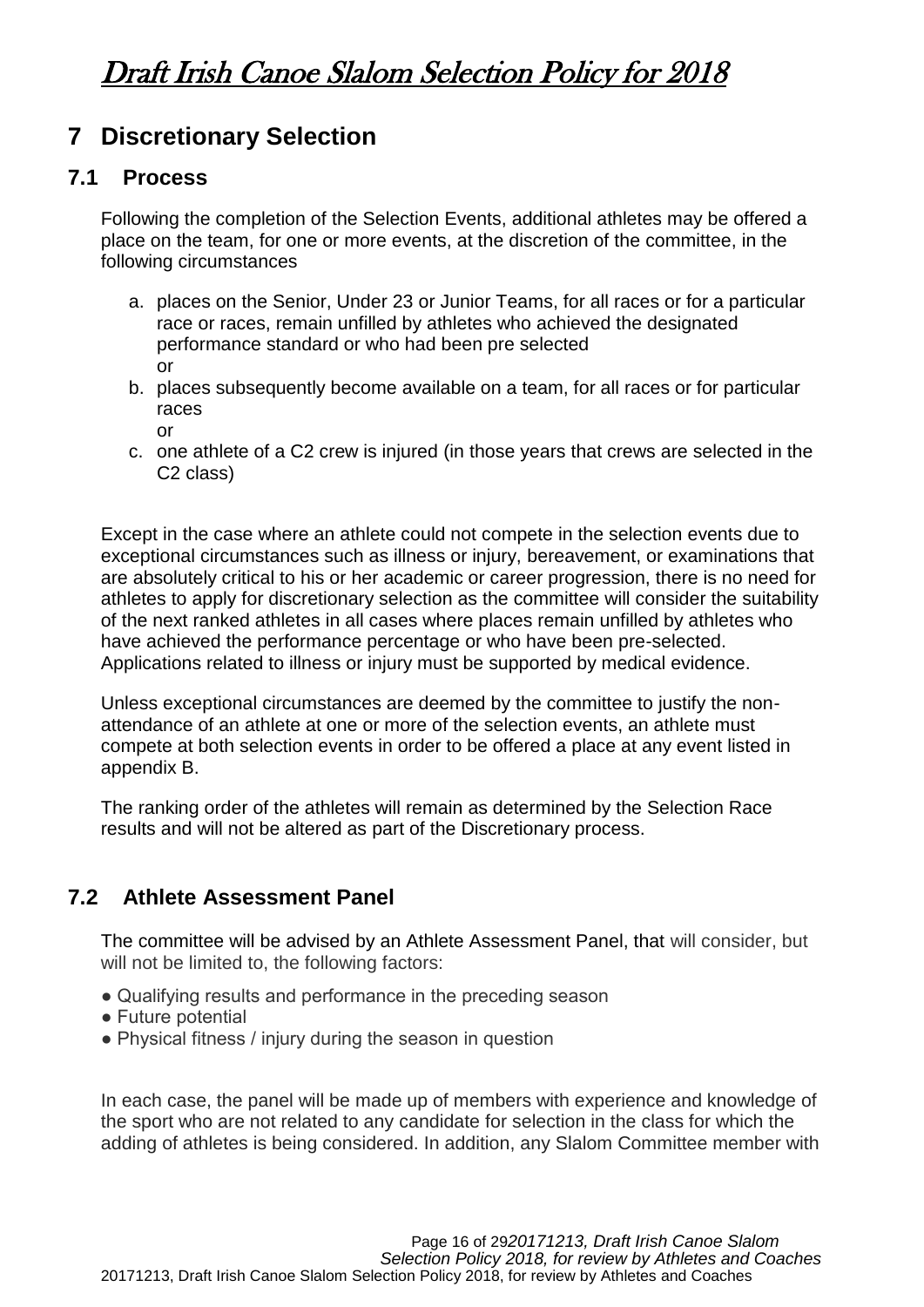# 7 Discretionary Selection

## 7.1 Process

Following the completion of the Selection Events, additional athletes may be offered a place on the team, for one or more events, at the discretion of the committee, in the following circumstances

a. places on the Senior, Under 23 or Junior Teams, for all races or for a particular race or races, remain unfilled by athletes who achieved the designated performance standard or who had been pre selected
   or
b. places subsequently become available on a team, for all races or for particular races
   or
c. one athlete of a C2 crew is injured (in those years that crews are selected in the C2 class)

Except in the case where an athlete could not compete in the selection events due to exceptional circumstances such as illness or injury, bereavement, or examinations that are absolutely critical to his or her academic or career progression, there is no need for athletes to apply for discretionary selection as the committee will consider the suitability of the next ranked athletes in all cases where places remain unfilled by athletes who have achieved the performance percentage or who have been pre-selected. Applications related to illness or injury must be supported by medical evidence.

Unless exceptional circumstances are deemed by the committee to justify the non-attendance of an athlete at one or more of the selection events, an athlete must compete at both selection events in order to be offered a place at any event listed in appendix B.

The ranking order of the athletes will remain as determined by the Selection Race results and will not be altered as part of the Discretionary process.

## 7.2 Athlete Assessment Panel

The committee will be advised by an Athlete Assessment Panel, that will consider, but will not be limited to, the following factors:

- Qualifying results and performance in the preceding season
- Future potential
- Physical fitness / injury during the season in question

In each case, the panel will be made up of members with experience and knowledge of the sport who are not related to any candidate for selection in the class for which the adding of athletes is being considered. In addition, any Slalom Committee member with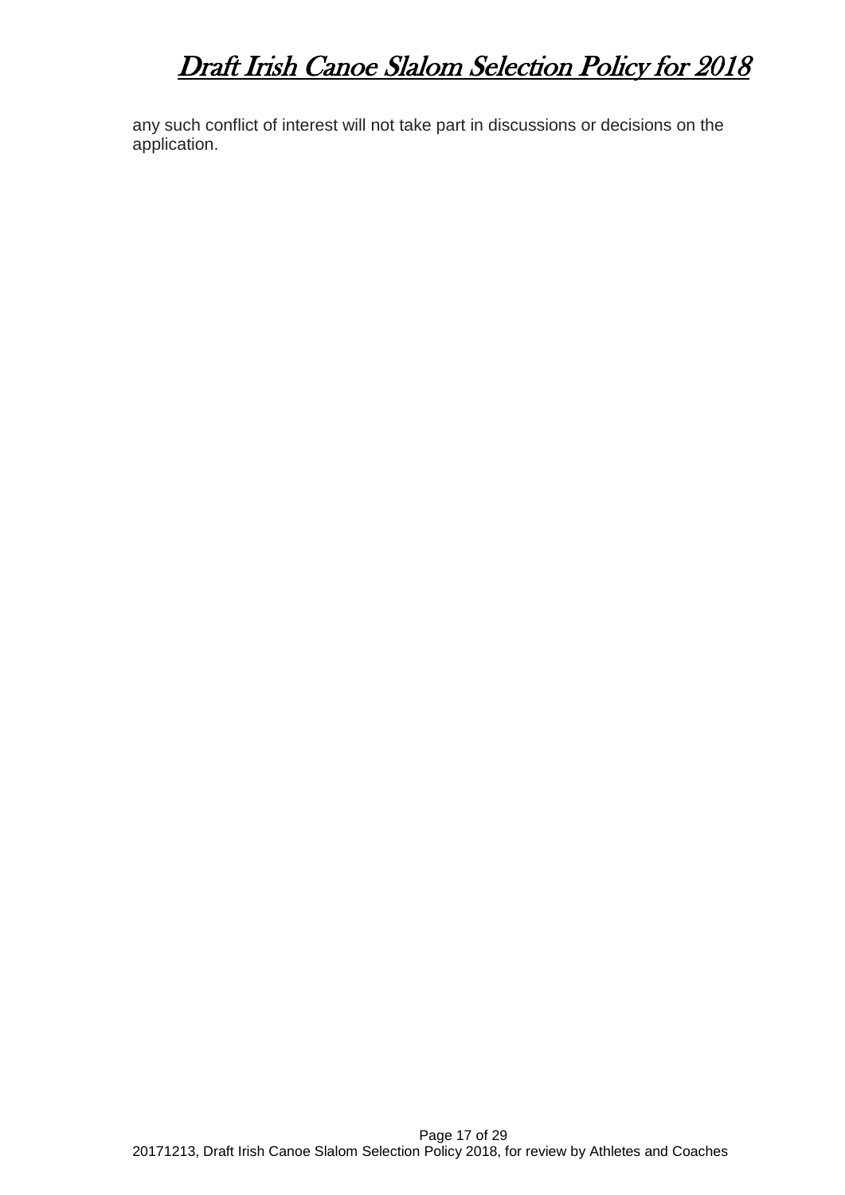any such conflict of interest will not take part in discussions or decisions on the application.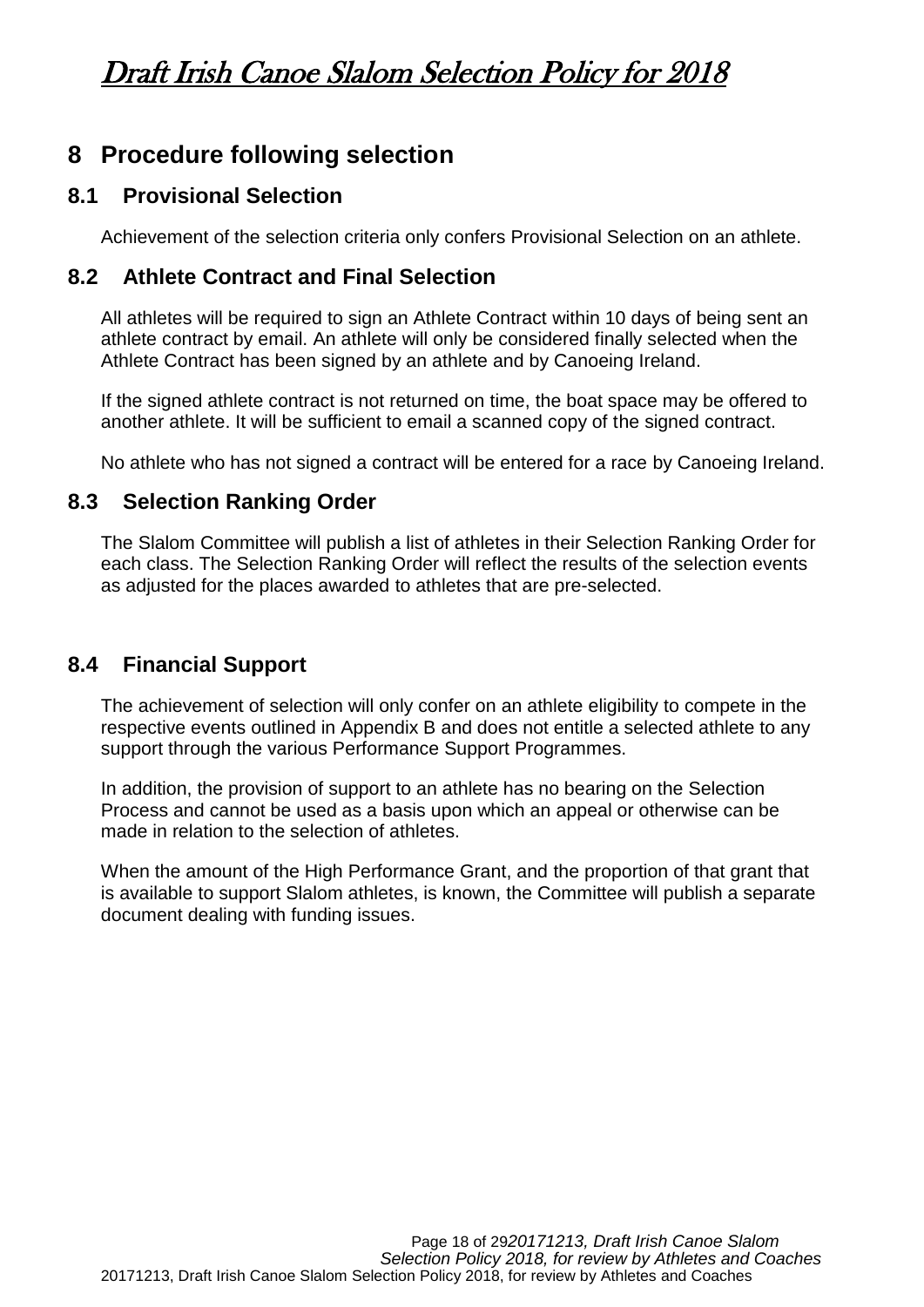# 8 Procedure following selection

## 8.1 Provisional Selection

Achievement of the selection criteria only confers Provisional Selection on an athlete.

## 8.2 Athlete Contract and Final Selection

All athletes will be required to sign an Athlete Contract within 10 days of being sent an athlete contract by email. An athlete will only be considered finally selected when the Athlete Contract has been signed by an athlete and by Canoeing Ireland.

If the signed athlete contract is not returned on time, the boat space may be offered to another athlete. It will be sufficient to email a scanned copy of the signed contract.

No athlete who has not signed a contract will be entered for a race by Canoeing Ireland.

## 8.3 Selection Ranking Order

The Slalom Committee will publish a list of athletes in their Selection Ranking Order for each class. The Selection Ranking Order will reflect the results of the selection events as adjusted for the places awarded to athletes that are pre-selected.

## 8.4 Financial Support

The achievement of selection will only confer on an athlete eligibility to compete in the respective events outlined in Appendix B and does not entitle a selected athlete to any support through the various Performance Support Programmes.

In addition, the provision of support to an athlete has no bearing on the Selection Process and cannot be used as a basis upon which an appeal or otherwise can be made in relation to the selection of athletes.

When the amount of the High Performance Grant, and the proportion of that grant that is available to support Slalom athletes, is known, the Committee will publish a separate document dealing with funding issues.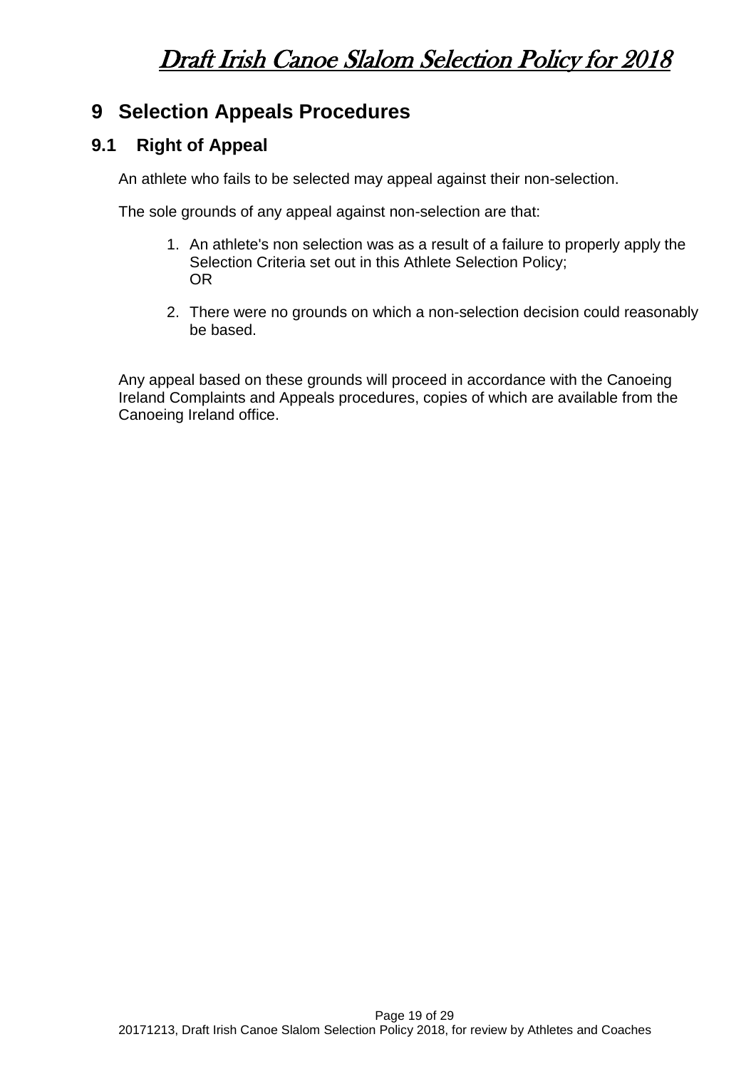# 9 Selection Appeals Procedures

## 9.1 Right of Appeal

An athlete who fails to be selected may appeal against their non-selection.

The sole grounds of any appeal against non-selection are that:

1. An athlete's non selection was as a result of a failure to properly apply the Selection Criteria set out in this Athlete Selection Policy;
   OR
2. There were no grounds on which a non-selection decision could reasonably be based.

Any appeal based on these grounds will proceed in accordance with the Canoeing Ireland Complaints and Appeals procedures, copies of which are available from the Canoeing Ireland office.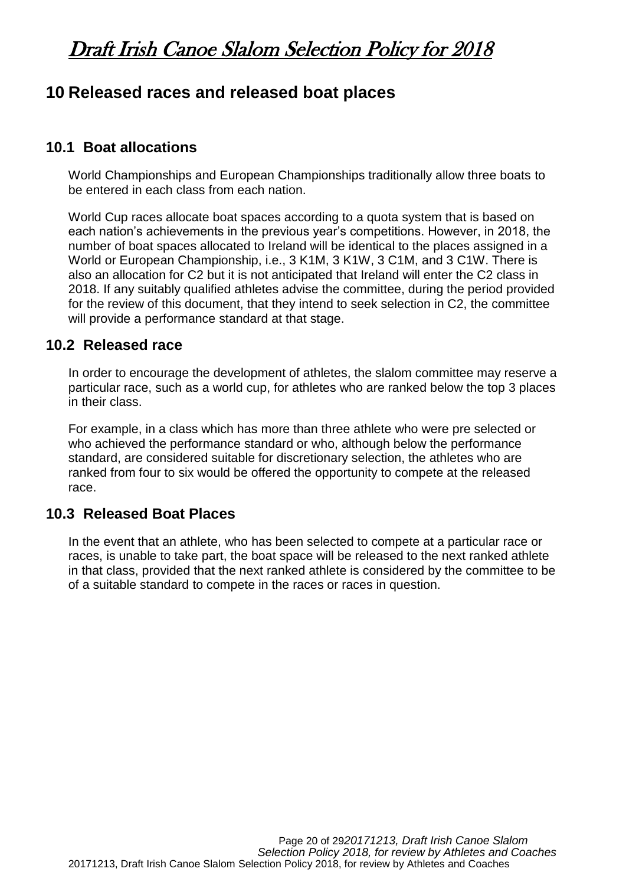## 10 Released races and released boat places

### 10.1 Boat allocations

World Championships and European Championships traditionally allow three boats to be entered in each class from each nation.

World Cup races allocate boat spaces according to a quota system that is based on each nation's achievements in the previous year's competitions. However, in 2018, the number of boat spaces allocated to Ireland will be identical to the places assigned in a World or European Championship, i.e., 3 K1M, 3 K1W, 3 C1M, and 3 C1W. There is also an allocation for C2 but it is not anticipated that Ireland will enter the C2 class in 2018. If any suitably qualified athletes advise the committee, during the period provided for the review of this document, that they intend to seek selection in C2, the committee will provide a performance standard at that stage.

### 10.2 Released race

In order to encourage the development of athletes, the slalom committee may reserve a particular race, such as a world cup, for athletes who are ranked below the top 3 places in their class.

For example, in a class which has more than three athlete who were pre selected or who achieved the performance standard or who, although below the performance standard, are considered suitable for discretionary selection, the athletes who are ranked from four to six would be offered the opportunity to compete at the released race.

### 10.3 Released Boat Places

In the event that an athlete, who has been selected to compete at a particular race or races, is unable to take part, the boat space will be released to the next ranked athlete in that class, provided that the next ranked athlete is considered by the committee to be of a suitable standard to compete in the races or races in question.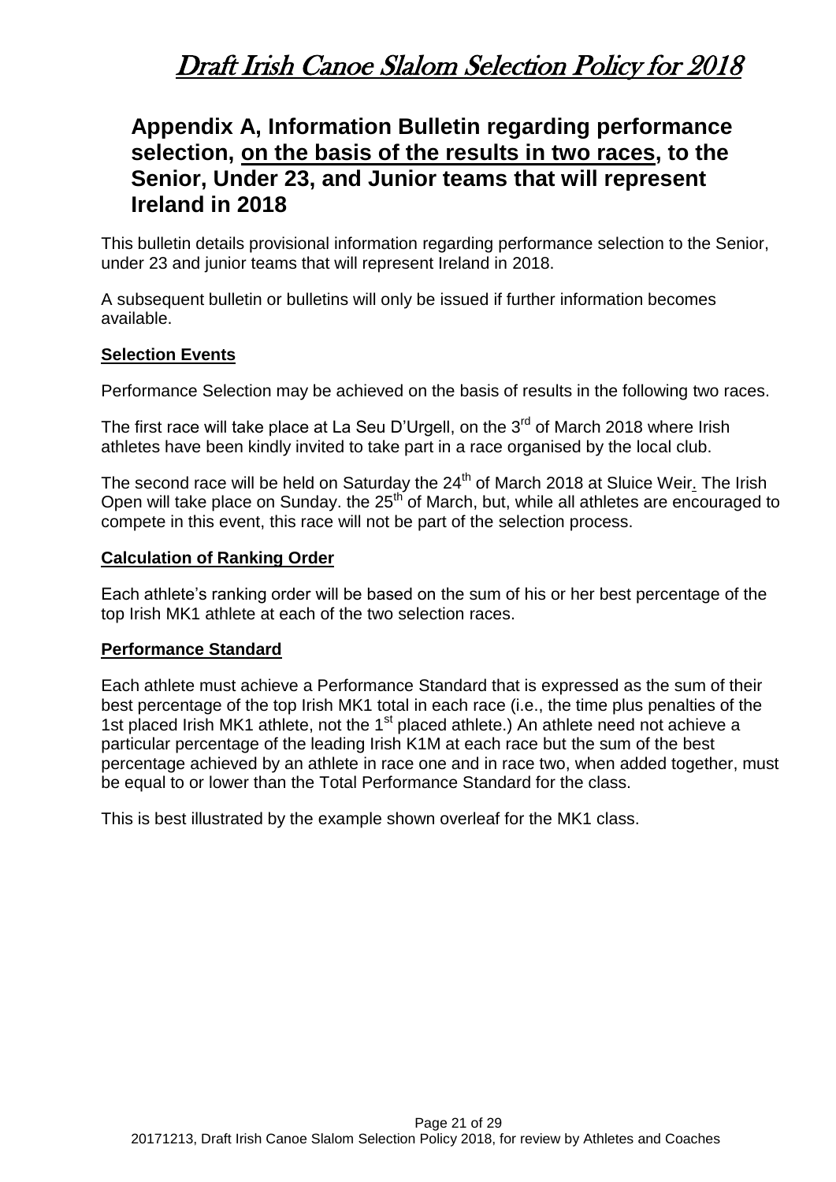## Appendix A, Information Bulletin regarding performance selection, <u>on the basis of the results in two races</u>, to the Senior, Under 23, and Junior teams that will represent Ireland in 2018

This bulletin details provisional information regarding performance selection to the Senior, under 23 and junior teams that will represent Ireland in 2018.

A subsequent bulletin or bulletins will only be issued if further information becomes available.

**Selection Events**

Performance Selection may be achieved on the basis of results in the following two races.

The first race will take place at La Seu D'Urgell, on the 3rd of March 2018 where Irish athletes have been kindly invited to take part in a race organised by the local club.

The second race will be held on Saturday the 24th of March 2018 at Sluice Weir. The Irish Open will take place on Sunday. the 25th of March, but, while all athletes are encouraged to compete in this event, this race will not be part of the selection process.

**Calculation of Ranking Order**

Each athlete's ranking order will be based on the sum of his or her best percentage of the top Irish MK1 athlete at each of the two selection races.

**Performance Standard**

Each athlete must achieve a Performance Standard that is expressed as the sum of their best percentage of the top Irish MK1 total in each race (i.e., the time plus penalties of the 1st placed Irish MK1 athlete, not the 1st placed athlete.) An athlete need not achieve a particular percentage of the leading Irish K1M at each race but the sum of the best percentage achieved by an athlete in race one and in race two, when added together, must be equal to or lower than the Total Performance Standard for the class.

This is best illustrated by the example shown overleaf for the MK1 class.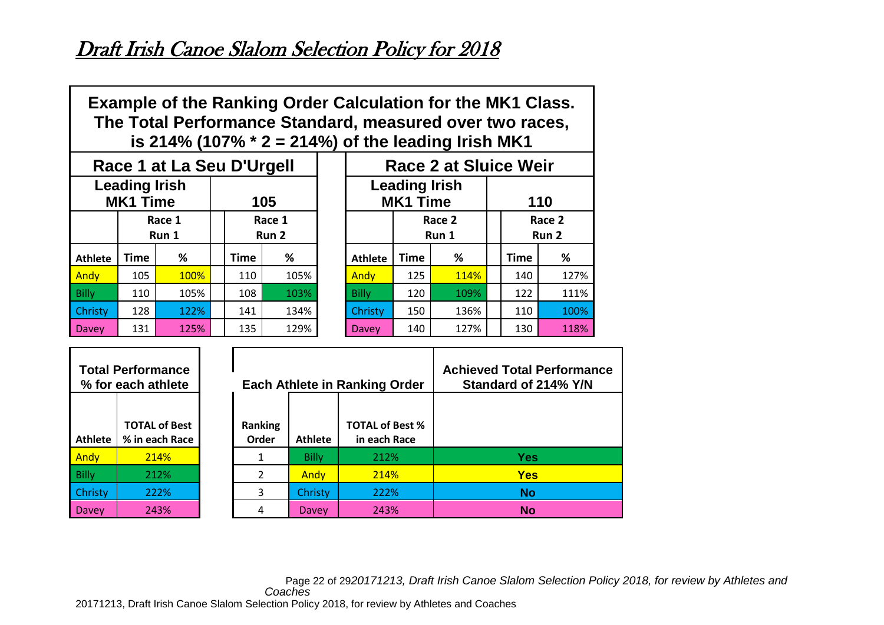# Draft Irish Canoe Slalom Selection Policy for 2018

**Example of the Ranking Order Calculation for the MK1 Class. The Total Performance Standard, measured over two races, is 214% (107% * 2 = 214%) of the leading Irish MK1**

| Race 1 at La Seu D'Urgell | | | | |
|---|---|---|---|---|
| Leading Irish MK1 Time | | | 105 | |
| | Race 1 Run 1 | | Race 1 Run 2 | |
| **Athlete** | **Time** | **%** | **Time** | **%** |
| Andy | 105 | 100% | 110 | 105% |
| Billy | 110 | 105% | 108 | 103% |
| Christy | 128 | 122% | 141 | 134% |
| Davey | 131 | 125% | 135 | 129% |

| Race 2 at Sluice Weir | | | | |
|---|---|---|---|---|
| Leading Irish MK1 Time | | | 110 | |
| | Race 2 Run 1 | | Race 2 Run 2 | |
| **Athlete** | **Time** | **%** | **Time** | **%** |
| Andy | 125 | 114% | 140 | 127% |
| Billy | 120 | 109% | 122 | 111% |
| Christy | 150 | 136% | 110 | 100% |
| Davey | 140 | 127% | 130 | 118% |

| Total Performance % for each athlete | |
|---|---|
| **Athlete** | **TOTAL of Best % in each Race** |
| Andy | 214% |
| Billy | 212% |
| Christy | 222% |
| Davey | 243% |

| Each Athlete in Ranking Order | | | Achieved Total Performance Standard of 214% Y/N |
|---|---|---|---|
| **Ranking Order** | **Athlete** | **TOTAL of Best % in each Race** | |
| 1 | Billy | 212% | **Yes** |
| 2 | Andy | 214% | **Yes** |
| 3 | Christy | 222% | **No** |
| 4 | Davey | 243% | **No** |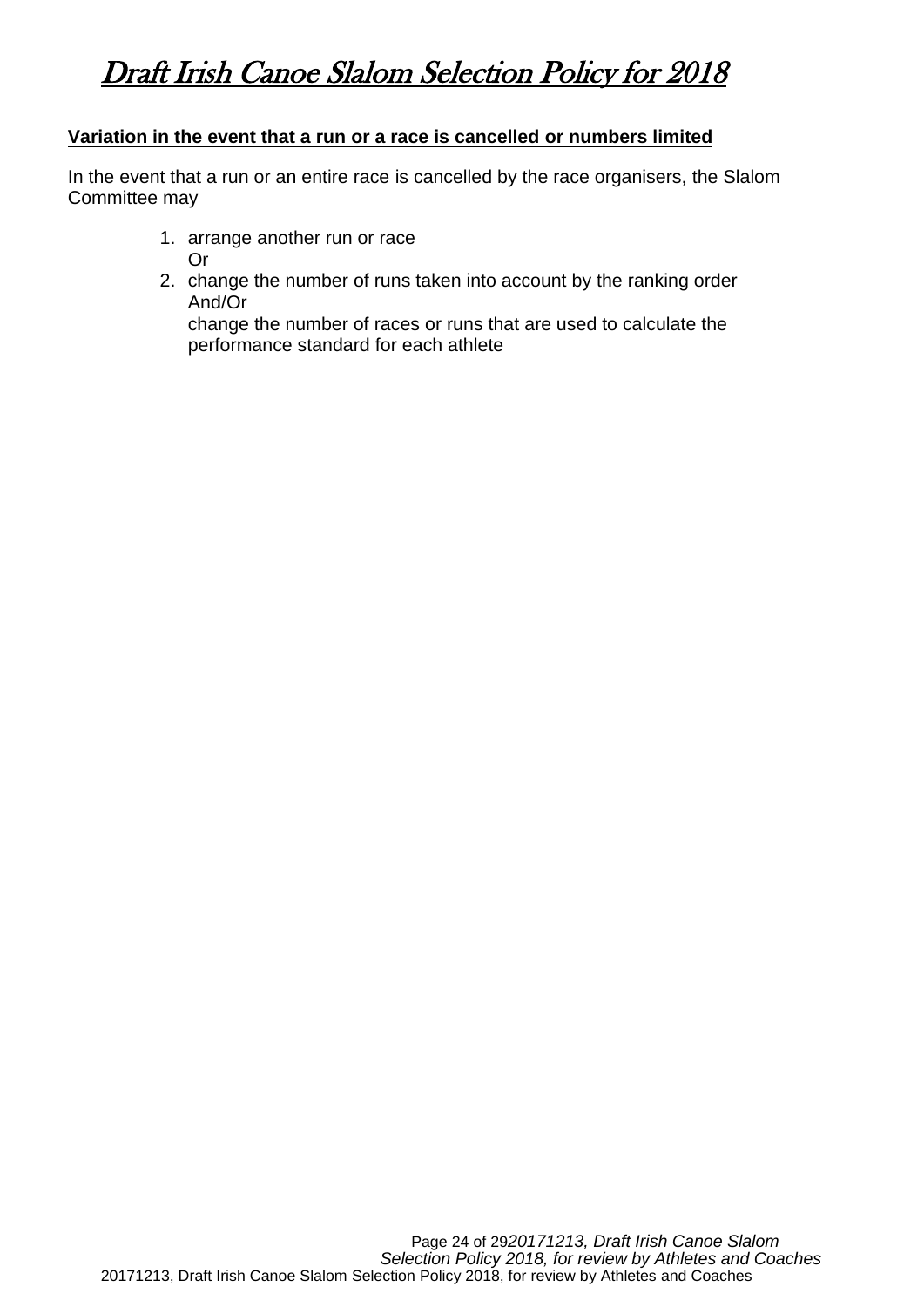**Variation in the event that a run or a race is cancelled or numbers limited**

In the event that a run or an entire race is cancelled by the race organisers, the Slalom Committee may

1. arrange another run or race
   Or
2. change the number of runs taken into account by the ranking order
   And/Or
   change the number of races or runs that are used to calculate the performance standard for each athlete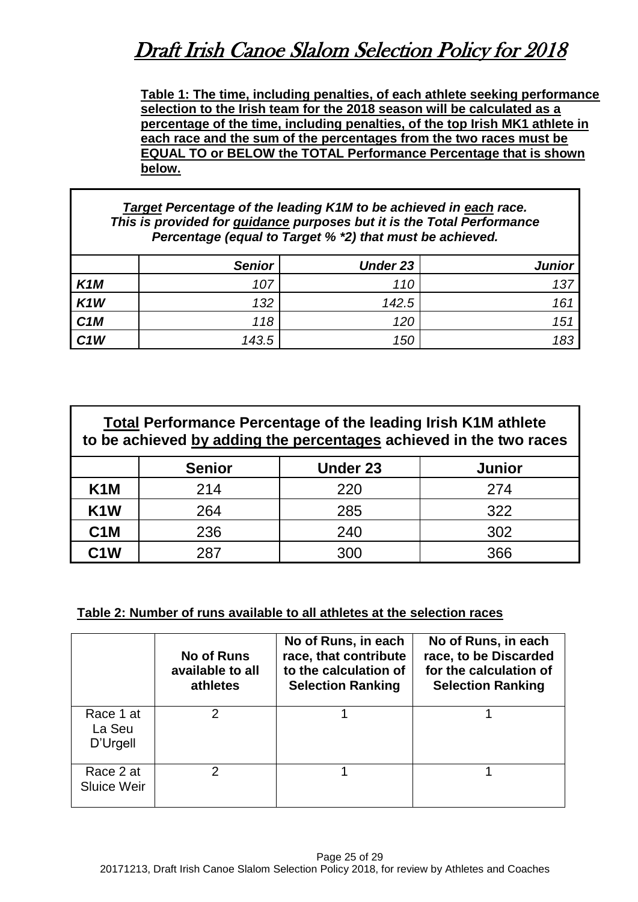# Draft Irish Canoe Slalom Selection Policy for 2018

**Table 1: The time, including penalties, of each athlete seeking performance selection to the Irish team for the 2018 season will be calculated as a percentage of the time, including penalties, of the top Irish MK1 athlete in each race and the sum of the percentages from the two races must be EQUAL TO or BELOW the TOTAL Performance Percentage that is shown below.**

| ***Target** Percentage of the leading K1M to be achieved in **each** race. This is provided for **guidance** purposes but it is the Total Performance Percentage (equal to Target % \*2) that must be achieved.* | | | |
|---|---|---|---|
| | ***Senior*** | ***Under 23*** | ***Junior*** |
| ***K1M*** | *107* | *110* | *137* |
| ***K1W*** | *132* | *142.5* | *161* |
| ***C1M*** | *118* | *120* | *151* |
| ***C1W*** | *143.5* | *150* | *183* |

| **Total Performance Percentage of the leading Irish K1M athlete to be achieved by adding the percentages achieved in the two races** | | | |
|---|---|---|---|
| | **Senior** | **Under 23** | **Junior** |
| **K1M** | 214 | 220 | 274 |
| **K1W** | 264 | 285 | 322 |
| **C1M** | 236 | 240 | 302 |
| **C1W** | 287 | 300 | 366 |

**Table 2: Number of runs available to all athletes at the selection races**

| | **No of Runs available to all athletes** | **No of Runs, in each race, that contribute to the calculation of Selection Ranking** | **No of Runs, in each race, to be Discarded for the calculation of Selection Ranking** |
|---|---|---|---|
| Race 1 at La Seu D'Urgell | 2 | 1 | 1 |
| Race 2 at Sluice Weir | 2 | 1 | 1 |

20171213, Draft Irish Canoe Slalom Selection Policy 2018, for review by Athletes and Coaches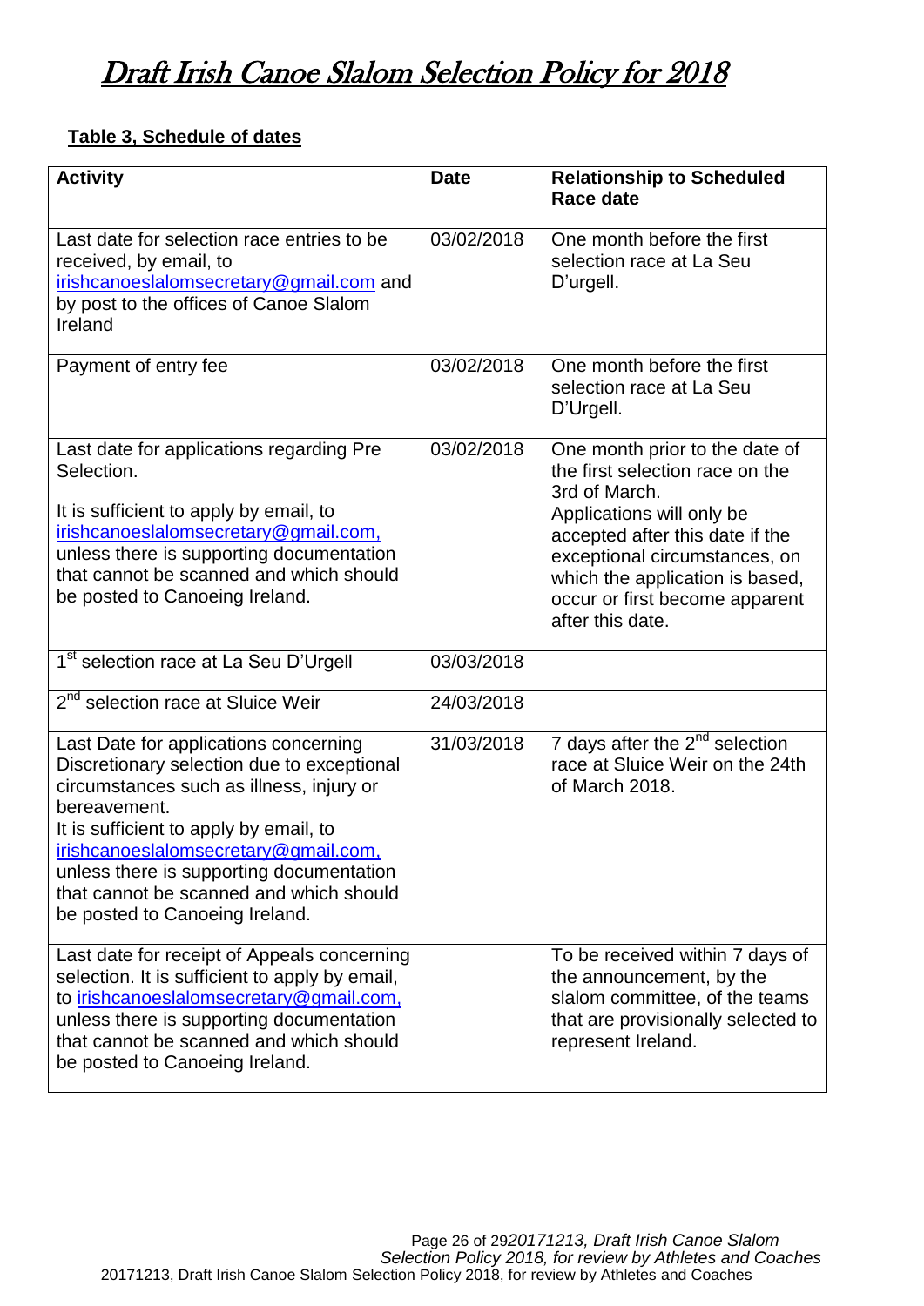# Draft Irish Canoe Slalom Selection Policy for 2018

**Table 3, Schedule of dates**

| Activity | Date | Relationship to Scheduled Race date |
|---|---|---|
| Last date for selection race entries to be received, by email, to irishcanoeslalomsecretary@gmail.com and by post to the offices of Canoe Slalom Ireland | 03/02/2018 | One month before the first selection race at La Seu D'urgell. |
| Payment of entry fee | 03/02/2018 | One month before the first selection race at La Seu D'Urgell. |
| Last date for applications regarding Pre Selection.<br><br>It is sufficient to apply by email, to irishcanoeslalomsecretary@gmail.com, unless there is supporting documentation that cannot be scanned and which should be posted to Canoeing Ireland. | 03/02/2018 | One month prior to the date of the first selection race on the 3rd of March.<br>Applications will only be accepted after this date if the exceptional circumstances, on which the application is based, occur or first become apparent after this date. |
| 1st selection race at La Seu D'Urgell | 03/03/2018 | |
| 2nd selection race at Sluice Weir | 24/03/2018 | |
| Last Date for applications concerning Discretionary selection due to exceptional circumstances such as illness, injury or bereavement.<br>It is sufficient to apply by email, to irishcanoeslalomsecretary@gmail.com, unless there is supporting documentation that cannot be scanned and which should be posted to Canoeing Ireland. | 31/03/2018 | 7 days after the 2nd selection race at Sluice Weir on the 24th of March 2018. |
| Last date for receipt of Appeals concerning selection. It is sufficient to apply by email, to irishcanoeslalomsecretary@gmail.com, unless there is supporting documentation that cannot be scanned and which should be posted to Canoeing Ireland. | | To be received within 7 days of the announcement, by the slalom committee, of the teams that are provisionally selected to represent Ireland. |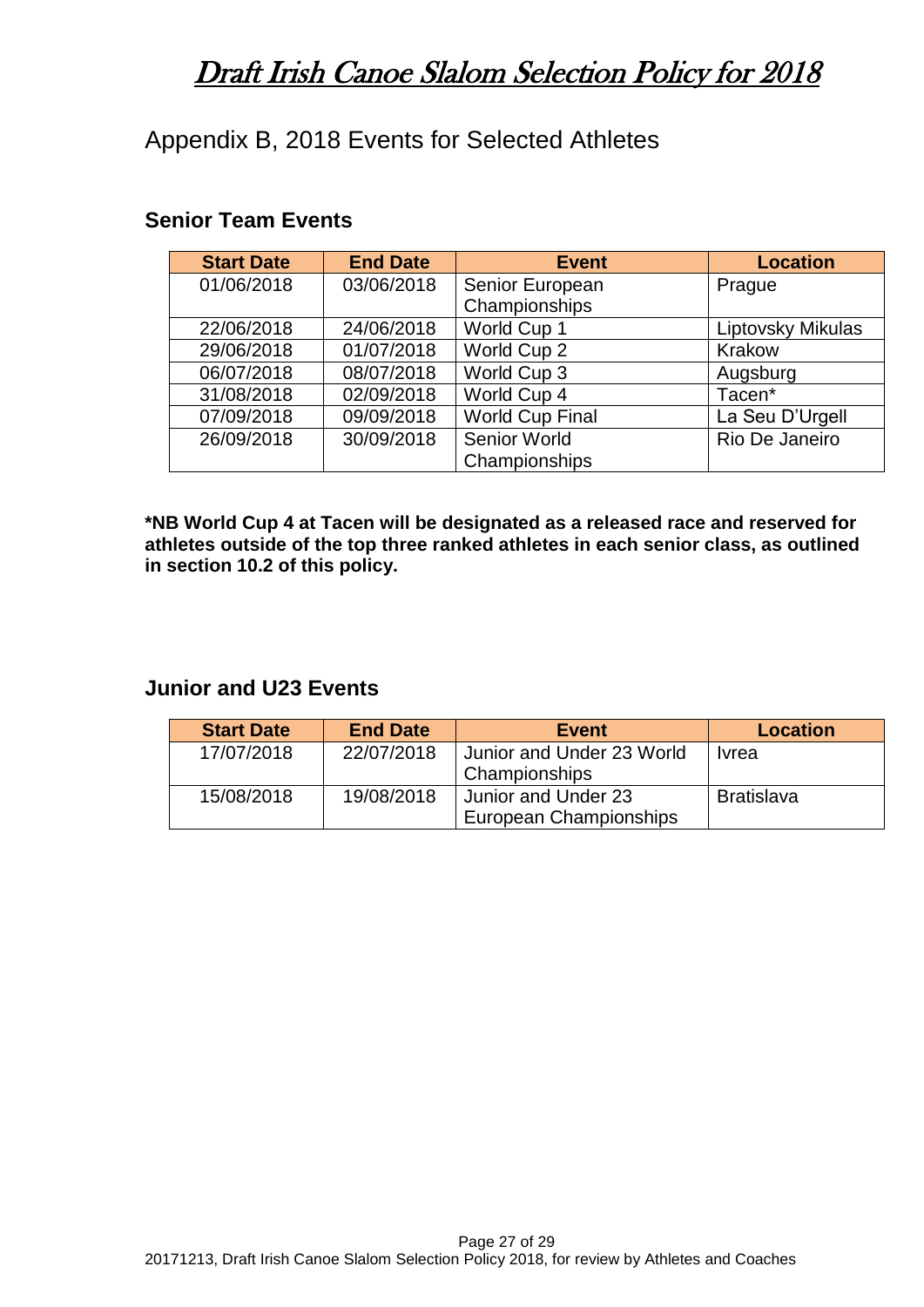# Draft Irish Canoe Slalom Selection Policy for 2018

## Appendix B, 2018 Events for Selected Athletes

### Senior Team Events

| Start Date | End Date | Event | Location |
|---|---|---|---|
| 01/06/2018 | 03/06/2018 | Senior European Championships | Prague |
| 22/06/2018 | 24/06/2018 | World Cup 1 | Liptovsky Mikulas |
| 29/06/2018 | 01/07/2018 | World Cup 2 | Krakow |
| 06/07/2018 | 08/07/2018 | World Cup 3 | Augsburg |
| 31/08/2018 | 02/09/2018 | World Cup 4 | Tacen* |
| 07/09/2018 | 09/09/2018 | World Cup Final | La Seu D'Urgell |
| 26/09/2018 | 30/09/2018 | Senior World Championships | Rio De Janeiro |

**\*NB World Cup 4 at Tacen will be designated as a released race and reserved for athletes outside of the top three ranked athletes in each senior class, as outlined in section 10.2 of this policy.**

### Junior and U23 Events

| Start Date | End Date | Event | Location |
|---|---|---|---|
| 17/07/2018 | 22/07/2018 | Junior and Under 23 World Championships | Ivrea |
| 15/08/2018 | 19/08/2018 | Junior and Under 23 European Championships | Bratislava |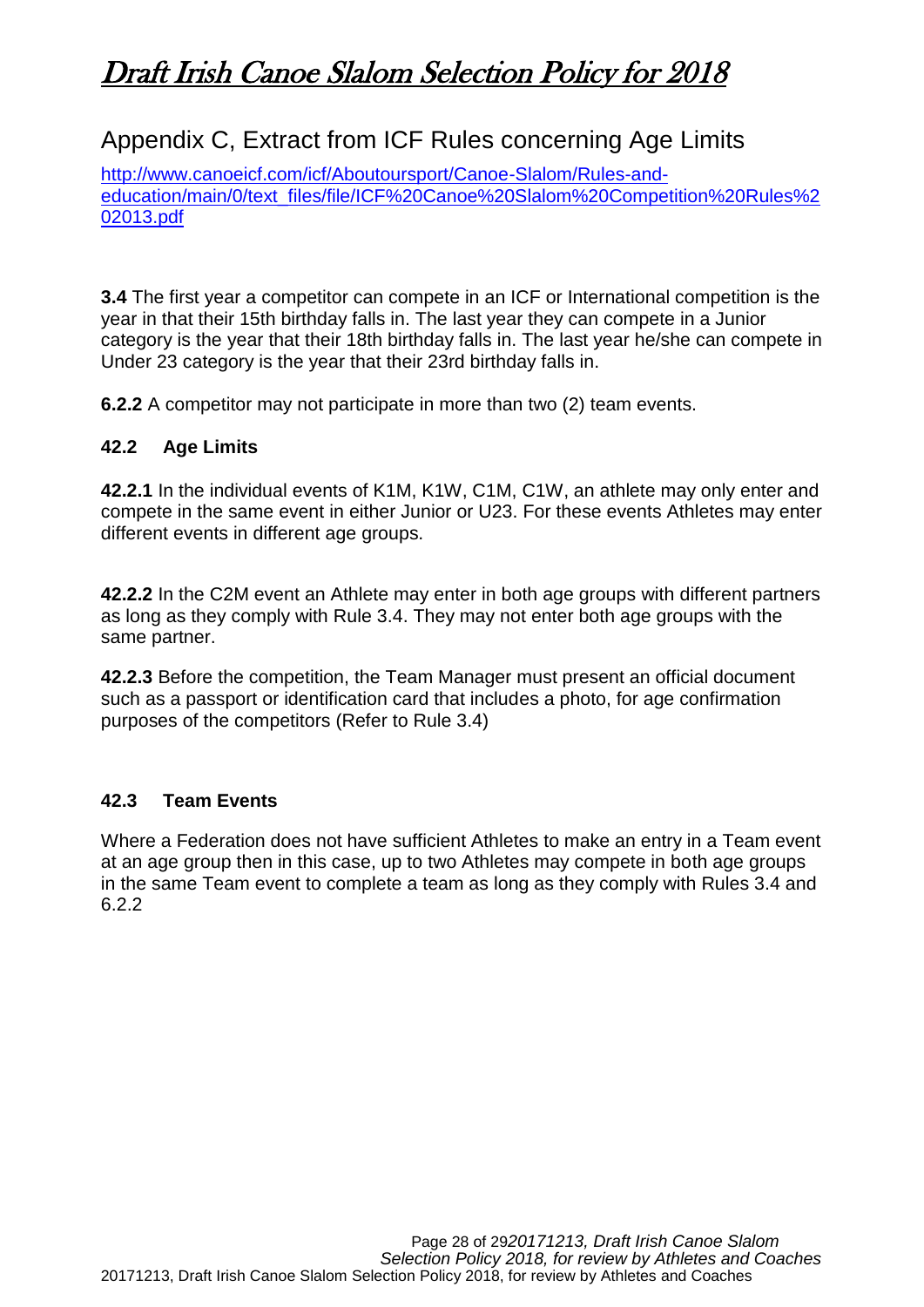## Appendix C, Extract from ICF Rules concerning Age Limits

http://www.canoeicf.com/icf/Aboutoursport/Canoe-Slalom/Rules-and-education/main/0/text_files/file/ICF%20Canoe%20Slalom%20Competition%20Rules%202013.pdf

**3.4** The first year a competitor can compete in an ICF or International competition is the year in that their 15th birthday falls in. The last year they can compete in a Junior category is the year that their 18th birthday falls in. The last year he/she can compete in Under 23 category is the year that their 23rd birthday falls in.

**6.2.2** A competitor may not participate in more than two (2) team events.

### 42.2 Age Limits

**42.2.1** In the individual events of K1M, K1W, C1M, C1W, an athlete may only enter and compete in the same event in either Junior or U23. For these events Athletes may enter different events in different age groups.

**42.2.2** In the C2M event an Athlete may enter in both age groups with different partners as long as they comply with Rule 3.4. They may not enter both age groups with the same partner.

**42.2.3** Before the competition, the Team Manager must present an official document such as a passport or identification card that includes a photo, for age confirmation purposes of the competitors (Refer to Rule 3.4)

### 42.3 Team Events

Where a Federation does not have sufficient Athletes to make an entry in a Team event at an age group then in this case, up to two Athletes may compete in both age groups in the same Team event to complete a team as long as they comply with Rules 3.4 and 6.2.2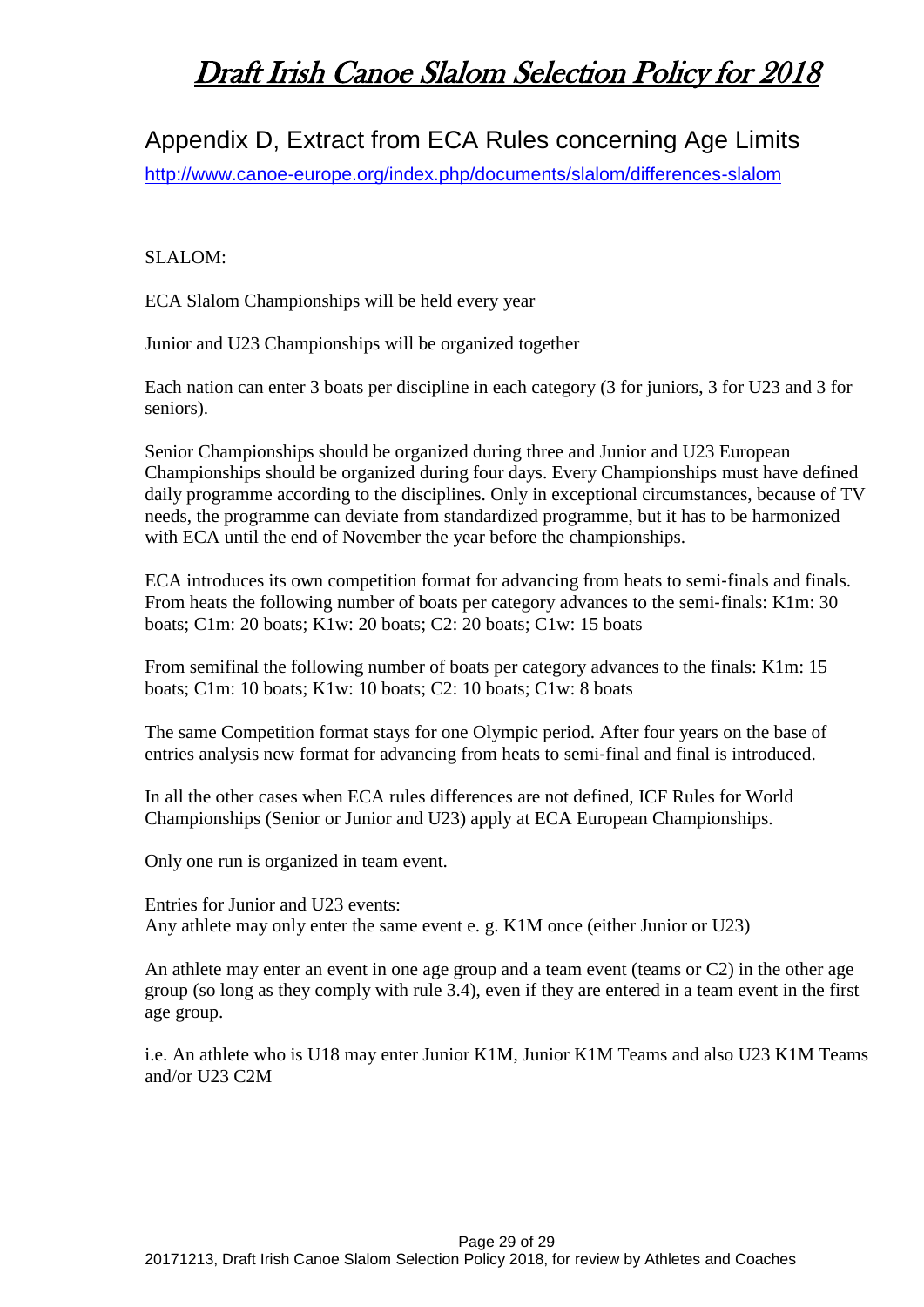## Appendix D, Extract from ECA Rules concerning Age Limits

http://www.canoe-europe.org/index.php/documents/slalom/differences-slalom

SLALOM:

ECA Slalom Championships will be held every year

Junior and U23 Championships will be organized together

Each nation can enter 3 boats per discipline in each category (3 for juniors, 3 for U23 and 3 for seniors).

Senior Championships should be organized during three and Junior and U23 European Championships should be organized during four days. Every Championships must have defined daily programme according to the disciplines. Only in exceptional circumstances, because of TV needs, the programme can deviate from standardized programme, but it has to be harmonized with ECA until the end of November the year before the championships.

ECA introduces its own competition format for advancing from heats to semi-finals and finals. From heats the following number of boats per category advances to the semi-finals: K1m: 30 boats; C1m: 20 boats; K1w: 20 boats; C2: 20 boats; C1w: 15 boats

From semifinal the following number of boats per category advances to the finals: K1m: 15 boats; C1m: 10 boats; K1w: 10 boats; C2: 10 boats; C1w: 8 boats

The same Competition format stays for one Olympic period. After four years on the base of entries analysis new format for advancing from heats to semi-final and final is introduced.

In all the other cases when ECA rules differences are not defined, ICF Rules for World Championships (Senior or Junior and U23) apply at ECA European Championships.

Only one run is organized in team event.

Entries for Junior and U23 events:
Any athlete may only enter the same event e. g. K1M once (either Junior or U23)

An athlete may enter an event in one age group and a team event (teams or C2) in the other age group (so long as they comply with rule 3.4), even if they are entered in a team event in the first age group.

i.e. An athlete who is U18 may enter Junior K1M, Junior K1M Teams and also U23 K1M Teams and/or U23 C2M